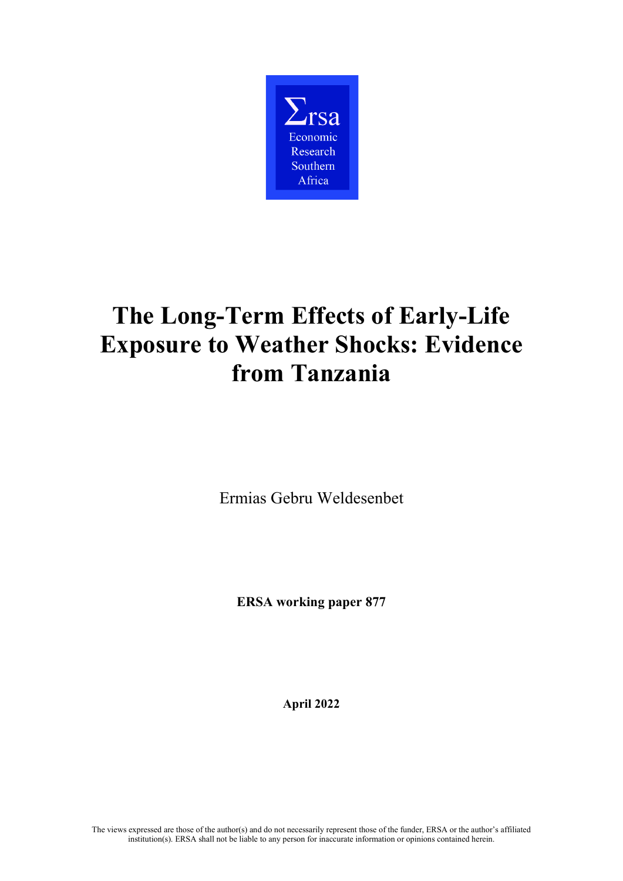Σrsa
Economic
Research
Southern
Africa

# The Long-Term Effects of Early-Life Exposure to Weather Shocks: Evidence from Tanzania

Ermias Gebru Weldesenbet

**ERSA working paper 877**

**April 2022**

The views expressed are those of the author(s) and do not necessarily represent those of the funder, ERSA or the author's affiliated institution(s). ERSA shall not be liable to any person for inaccurate information or opinions contained herein.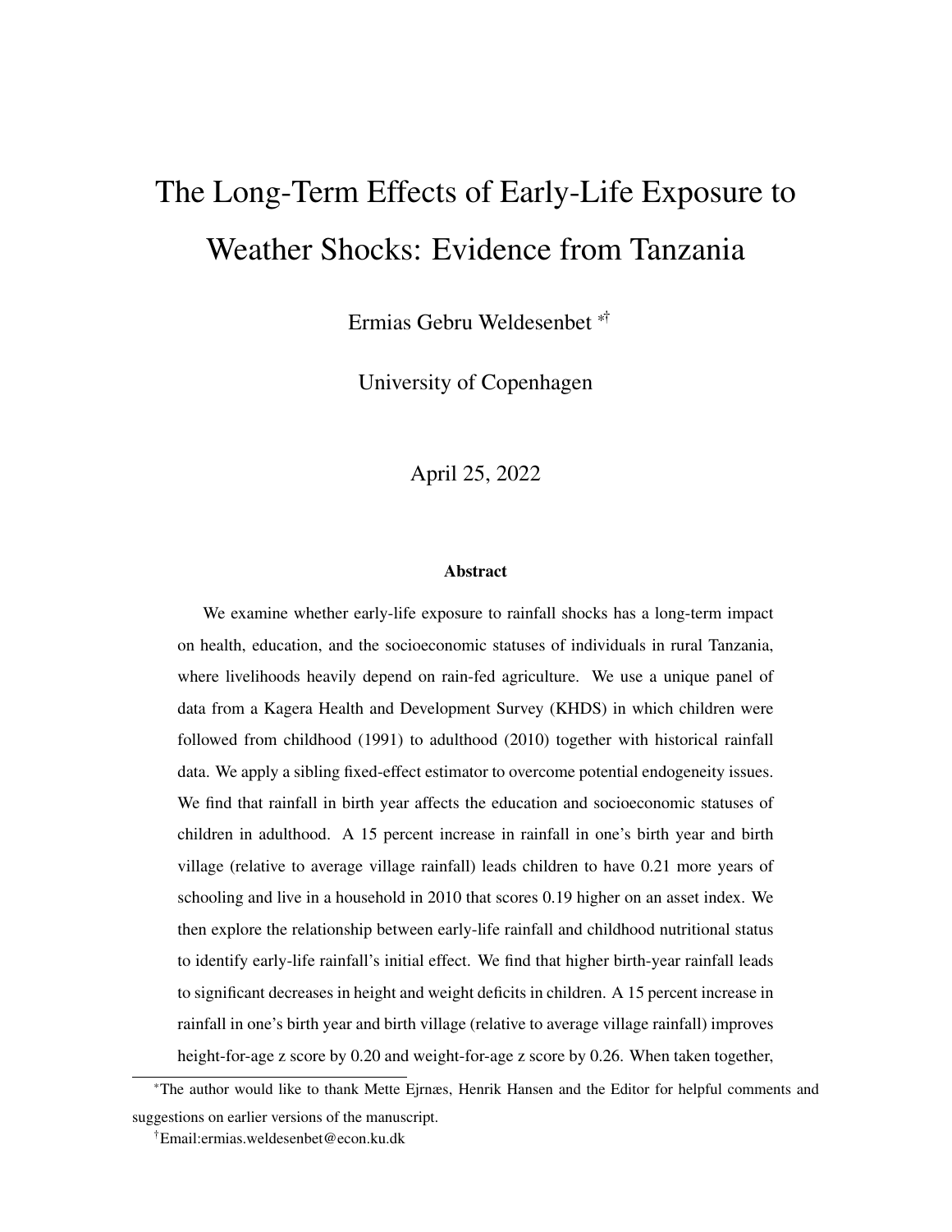# The Long-Term Effects of Early-Life Exposure to Weather Shocks: Evidence from Tanzania

Ermias Gebru Weldesenbet [*†]

University of Copenhagen

April 25, 2022

### Abstract

We examine whether early-life exposure to rainfall shocks has a long-term impact on health, education, and the socioeconomic statuses of individuals in rural Tanzania, where livelihoods heavily depend on rain-fed agriculture. We use a unique panel of data from a Kagera Health and Development Survey (KHDS) in which children were followed from childhood (1991) to adulthood (2010) together with historical rainfall data. We apply a sibling fixed-effect estimator to overcome potential endogeneity issues. We find that rainfall in birth year affects the education and socioeconomic statuses of children in adulthood. A 15 percent increase in rainfall in one's birth year and birth village (relative to average village rainfall) leads children to have 0.21 more years of schooling and live in a household in 2010 that scores 0.19 higher on an asset index. We then explore the relationship between early-life rainfall and childhood nutritional status to identify early-life rainfall's initial effect. We find that higher birth-year rainfall leads to significant decreases in height and weight deficits in children. A 15 percent increase in rainfall in one's birth year and birth village (relative to average village rainfall) improves height-for-age z score by 0.20 and weight-for-age z score by 0.26. When taken together,

---

[*] The author would like to thank Mette Ejrnæs, Henrik Hansen and the Editor for helpful comments and suggestions on earlier versions of the manuscript.

[†] Email:ermias.weldesenbet@econ.ku.dk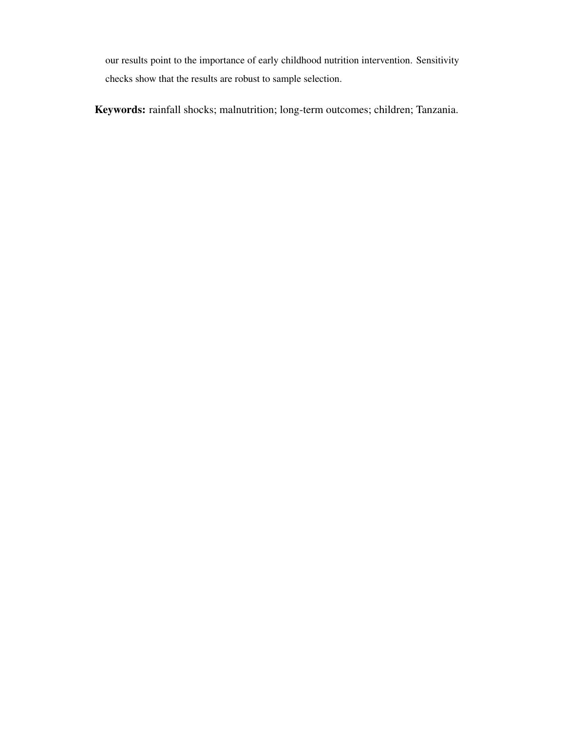our results point to the importance of early childhood nutrition intervention. Sensitivity checks show that the results are robust to sample selection.

**Keywords:** rainfall shocks; malnutrition; long-term outcomes; children; Tanzania.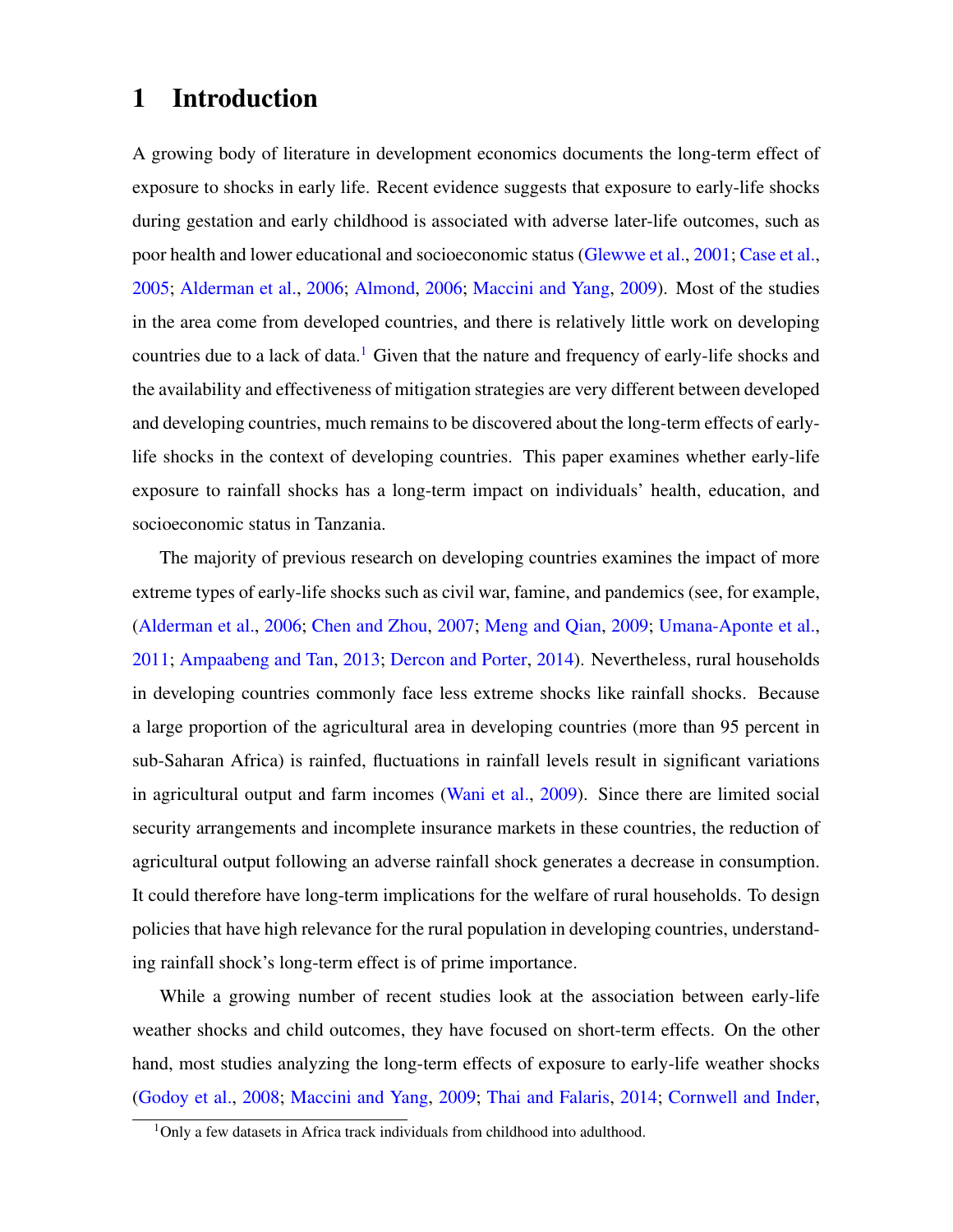# 1 Introduction

A growing body of literature in development economics documents the long-term effect of exposure to shocks in early life. Recent evidence suggests that exposure to early-life shocks during gestation and early childhood is associated with adverse later-life outcomes, such as poor health and lower educational and socioeconomic status (Glewwe et al., 2001; Case et al., 2005; Alderman et al., 2006; Almond, 2006; Maccini and Yang, 2009). Most of the studies in the area come from developed countries, and there is relatively little work on developing countries due to a lack of data.[1] Given that the nature and frequency of early-life shocks and the availability and effectiveness of mitigation strategies are very different between developed and developing countries, much remains to be discovered about the long-term effects of early-life shocks in the context of developing countries. This paper examines whether early-life exposure to rainfall shocks has a long-term impact on individuals' health, education, and socioeconomic status in Tanzania.

The majority of previous research on developing countries examines the impact of more extreme types of early-life shocks such as civil war, famine, and pandemics (see, for example, (Alderman et al., 2006; Chen and Zhou, 2007; Meng and Qian, 2009; Umana-Aponte et al., 2011; Ampaabeng and Tan, 2013; Dercon and Porter, 2014). Nevertheless, rural households in developing countries commonly face less extreme shocks like rainfall shocks. Because a large proportion of the agricultural area in developing countries (more than 95 percent in sub-Saharan Africa) is rainfed, fluctuations in rainfall levels result in significant variations in agricultural output and farm incomes (Wani et al., 2009). Since there are limited social security arrangements and incomplete insurance markets in these countries, the reduction of agricultural output following an adverse rainfall shock generates a decrease in consumption. It could therefore have long-term implications for the welfare of rural households. To design policies that have high relevance for the rural population in developing countries, understanding rainfall shock's long-term effect is of prime importance.

While a growing number of recent studies look at the association between early-life weather shocks and child outcomes, they have focused on short-term effects. On the other hand, most studies analyzing the long-term effects of exposure to early-life weather shocks (Godoy et al., 2008; Maccini and Yang, 2009; Thai and Falaris, 2014; Cornwell and Inder,

[1] Only a few datasets in Africa track individuals from childhood into adulthood.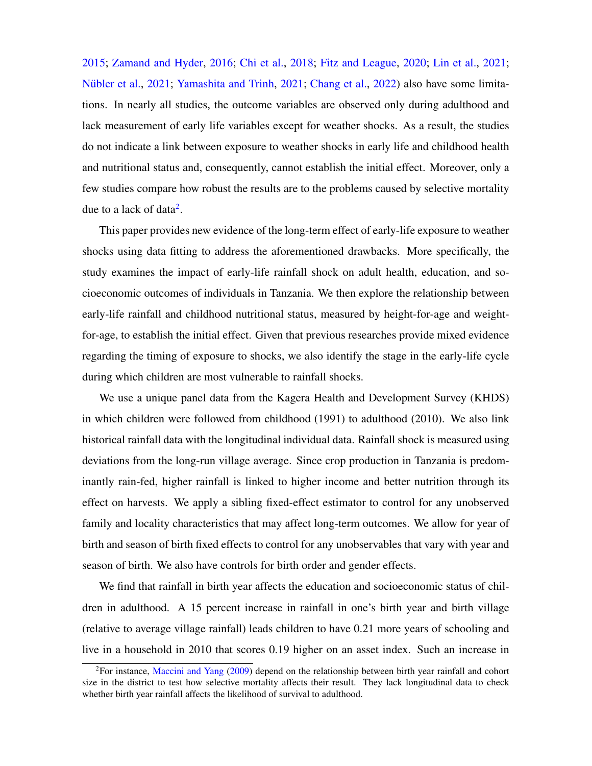2015; Zamand and Hyder, 2016; Chi et al., 2018; Fitz and League, 2020; Lin et al., 2021; Nübler et al., 2021; Yamashita and Trinh, 2021; Chang et al., 2022) also have some limitations. In nearly all studies, the outcome variables are observed only during adulthood and lack measurement of early life variables except for weather shocks. As a result, the studies do not indicate a link between exposure to weather shocks in early life and childhood health and nutritional status and, consequently, cannot establish the initial effect. Moreover, only a few studies compare how robust the results are to the problems caused by selective mortality due to a lack of data[2].

This paper provides new evidence of the long-term effect of early-life exposure to weather shocks using data fitting to address the aforementioned drawbacks. More specifically, the study examines the impact of early-life rainfall shock on adult health, education, and socioeconomic outcomes of individuals in Tanzania. We then explore the relationship between early-life rainfall and childhood nutritional status, measured by height-for-age and weight-for-age, to establish the initial effect. Given that previous researches provide mixed evidence regarding the timing of exposure to shocks, we also identify the stage in the early-life cycle during which children are most vulnerable to rainfall shocks.

We use a unique panel data from the Kagera Health and Development Survey (KHDS) in which children were followed from childhood (1991) to adulthood (2010). We also link historical rainfall data with the longitudinal individual data. Rainfall shock is measured using deviations from the long-run village average. Since crop production in Tanzania is predominantly rain-fed, higher rainfall is linked to higher income and better nutrition through its effect on harvests. We apply a sibling fixed-effect estimator to control for any unobserved family and locality characteristics that may affect long-term outcomes. We allow for year of birth and season of birth fixed effects to control for any unobservables that vary with year and season of birth. We also have controls for birth order and gender effects.

We find that rainfall in birth year affects the education and socioeconomic status of children in adulthood. A 15 percent increase in rainfall in one's birth year and birth village (relative to average village rainfall) leads children to have 0.21 more years of schooling and live in a household in 2010 that scores 0.19 higher on an asset index. Such an increase in

[2] For instance, Maccini and Yang (2009) depend on the relationship between birth year rainfall and cohort size in the district to test how selective mortality affects their result. They lack longitudinal data to check whether birth year rainfall affects the likelihood of survival to adulthood.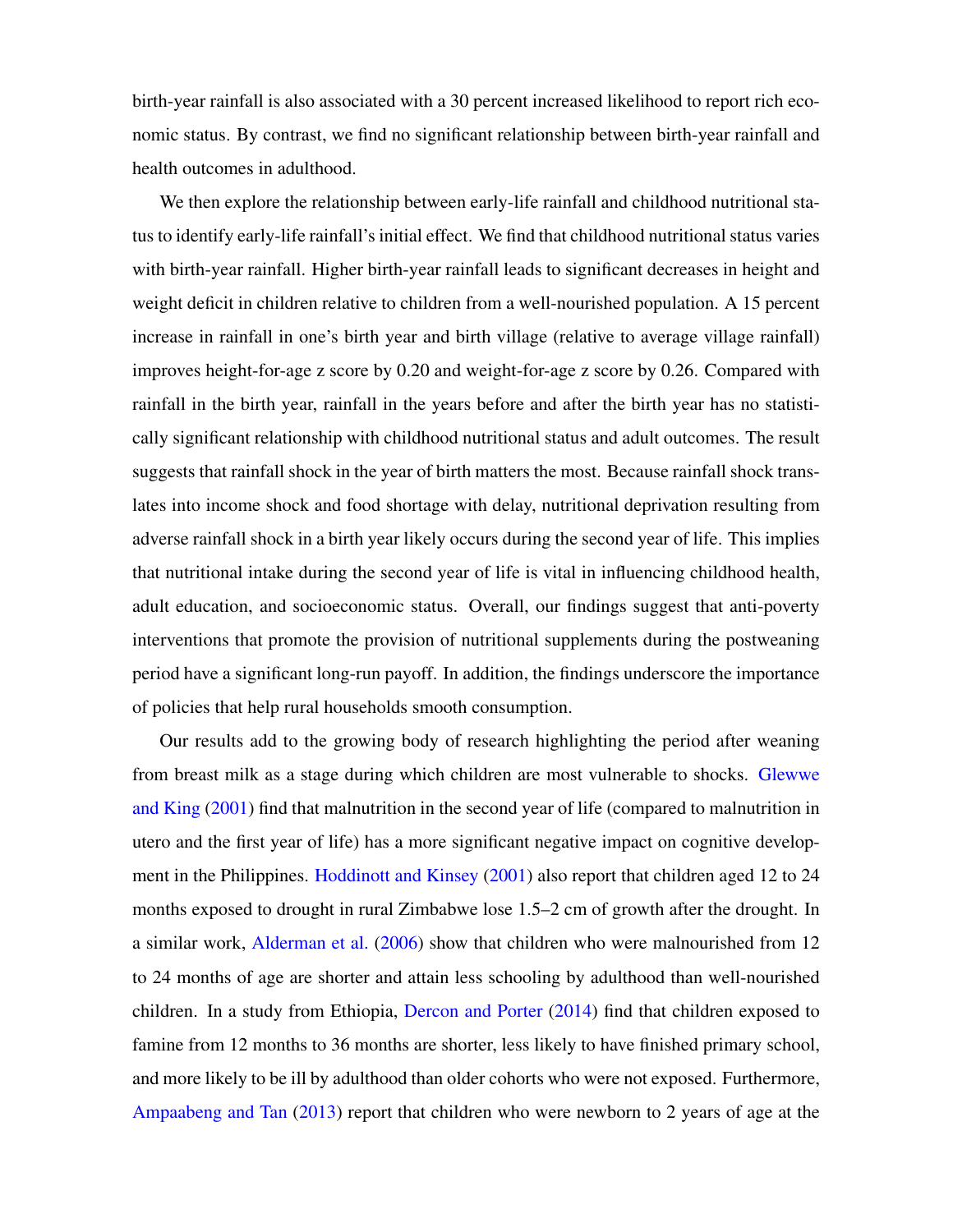birth-year rainfall is also associated with a 30 percent increased likelihood to report rich economic status. By contrast, we find no significant relationship between birth-year rainfall and health outcomes in adulthood.

We then explore the relationship between early-life rainfall and childhood nutritional status to identify early-life rainfall's initial effect. We find that childhood nutritional status varies with birth-year rainfall. Higher birth-year rainfall leads to significant decreases in height and weight deficit in children relative to children from a well-nourished population. A 15 percent increase in rainfall in one's birth year and birth village (relative to average village rainfall) improves height-for-age z score by 0.20 and weight-for-age z score by 0.26. Compared with rainfall in the birth year, rainfall in the years before and after the birth year has no statistically significant relationship with childhood nutritional status and adult outcomes. The result suggests that rainfall shock in the year of birth matters the most. Because rainfall shock translates into income shock and food shortage with delay, nutritional deprivation resulting from adverse rainfall shock in a birth year likely occurs during the second year of life. This implies that nutritional intake during the second year of life is vital in influencing childhood health, adult education, and socioeconomic status. Overall, our findings suggest that anti-poverty interventions that promote the provision of nutritional supplements during the postweaning period have a significant long-run payoff. In addition, the findings underscore the importance of policies that help rural households smooth consumption.

Our results add to the growing body of research highlighting the period after weaning from breast milk as a stage during which children are most vulnerable to shocks. Glewwe and King (2001) find that malnutrition in the second year of life (compared to malnutrition in utero and the first year of life) has a more significant negative impact on cognitive development in the Philippines. Hoddinott and Kinsey (2001) also report that children aged 12 to 24 months exposed to drought in rural Zimbabwe lose 1.5–2 cm of growth after the drought. In a similar work, Alderman et al. (2006) show that children who were malnourished from 12 to 24 months of age are shorter and attain less schooling by adulthood than well-nourished children. In a study from Ethiopia, Dercon and Porter (2014) find that children exposed to famine from 12 months to 36 months are shorter, less likely to have finished primary school, and more likely to be ill by adulthood than older cohorts who were not exposed. Furthermore, Ampaabeng and Tan (2013) report that children who were newborn to 2 years of age at the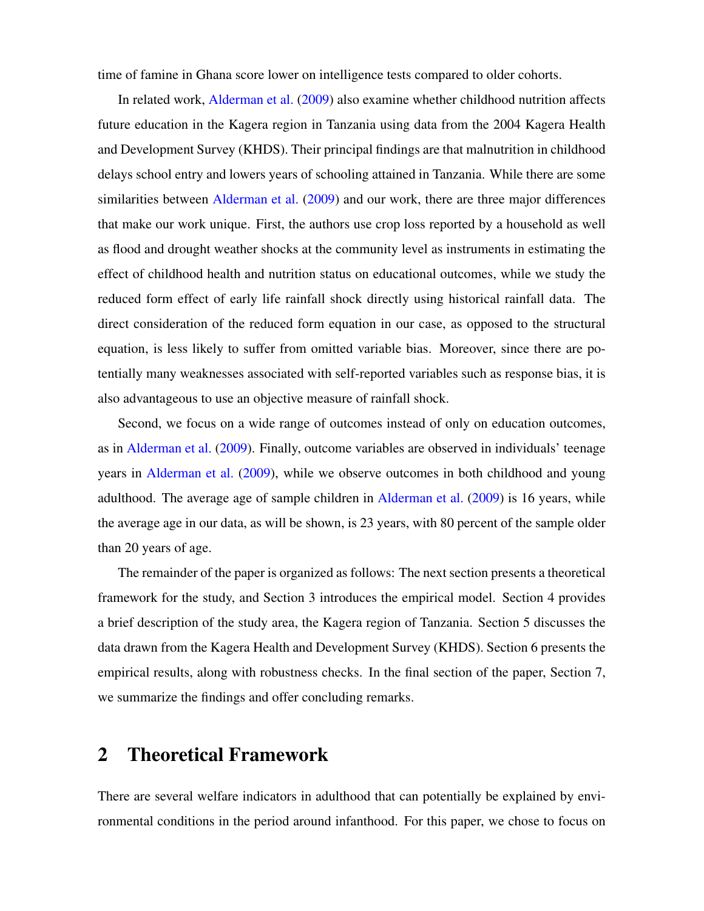time of famine in Ghana score lower on intelligence tests compared to older cohorts.

In related work, Alderman et al. (2009) also examine whether childhood nutrition affects future education in the Kagera region in Tanzania using data from the 2004 Kagera Health and Development Survey (KHDS). Their principal findings are that malnutrition in childhood delays school entry and lowers years of schooling attained in Tanzania. While there are some similarities between Alderman et al. (2009) and our work, there are three major differences that make our work unique. First, the authors use crop loss reported by a household as well as flood and drought weather shocks at the community level as instruments in estimating the effect of childhood health and nutrition status on educational outcomes, while we study the reduced form effect of early life rainfall shock directly using historical rainfall data. The direct consideration of the reduced form equation in our case, as opposed to the structural equation, is less likely to suffer from omitted variable bias. Moreover, since there are potentially many weaknesses associated with self-reported variables such as response bias, it is also advantageous to use an objective measure of rainfall shock.

Second, we focus on a wide range of outcomes instead of only on education outcomes, as in Alderman et al. (2009). Finally, outcome variables are observed in individuals' teenage years in Alderman et al. (2009), while we observe outcomes in both childhood and young adulthood. The average age of sample children in Alderman et al. (2009) is 16 years, while the average age in our data, as will be shown, is 23 years, with 80 percent of the sample older than 20 years of age.

The remainder of the paper is organized as follows: The next section presents a theoretical framework for the study, and Section 3 introduces the empirical model. Section 4 provides a brief description of the study area, the Kagera region of Tanzania. Section 5 discusses the data drawn from the Kagera Health and Development Survey (KHDS). Section 6 presents the empirical results, along with robustness checks. In the final section of the paper, Section 7, we summarize the findings and offer concluding remarks.

## 2 Theoretical Framework

There are several welfare indicators in adulthood that can potentially be explained by environmental conditions in the period around infanthood. For this paper, we chose to focus on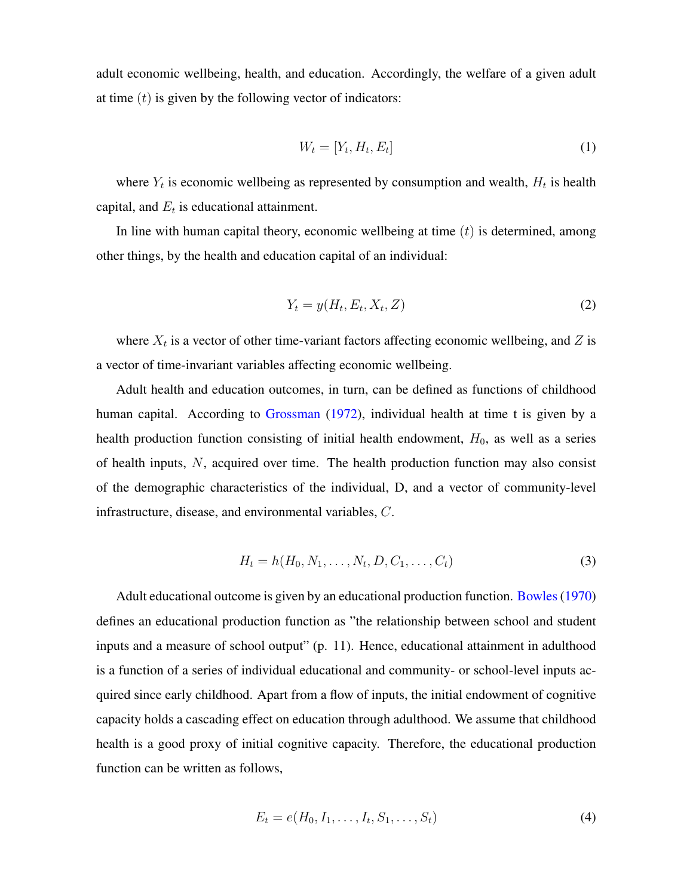adult economic wellbeing, health, and education. Accordingly, the welfare of a given adult at time $(t)$ is given by the following vector of indicators:

$$W_t = [Y_t, H_t, E_t] \tag{1}$$

where $Y_t$ is economic wellbeing as represented by consumption and wealth, $H_t$ is health capital, and $E_t$ is educational attainment.

In line with human capital theory, economic wellbeing at time $(t)$ is determined, among other things, by the health and education capital of an individual:

$$Y_t = y(H_t, E_t, X_t, Z) \tag{2}$$

where $X_t$ is a vector of other time-variant factors affecting economic wellbeing, and $Z$ is a vector of time-invariant variables affecting economic wellbeing.

Adult health and education outcomes, in turn, can be defined as functions of childhood human capital. According to Grossman (1972), individual health at time t is given by a health production function consisting of initial health endowment, $H_0$, as well as a series of health inputs, $N$, acquired over time. The health production function may also consist of the demographic characteristics of the individual, D, and a vector of community-level infrastructure, disease, and environmental variables, $C$.

$$H_t = h(H_0, N_1, \ldots, N_t, D, C_1, \ldots, C_t) \tag{3}$$

Adult educational outcome is given by an educational production function. Bowles (1970) defines an educational production function as "the relationship between school and student inputs and a measure of school output" (p. 11). Hence, educational attainment in adulthood is a function of a series of individual educational and community- or school-level inputs acquired since early childhood. Apart from a flow of inputs, the initial endowment of cognitive capacity holds a cascading effect on education through adulthood. We assume that childhood health is a good proxy of initial cognitive capacity. Therefore, the educational production function can be written as follows,

$$E_t = e(H_0, I_1, \ldots, I_t, S_1, \ldots, S_t) \tag{4}$$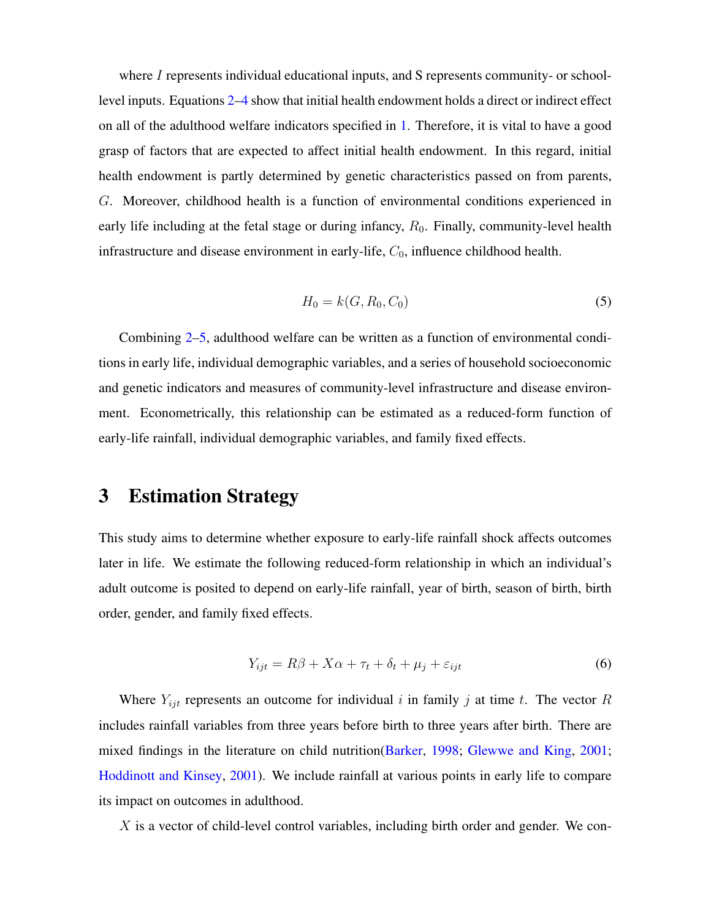where $I$ represents individual educational inputs, and S represents community- or school-level inputs. Equations 2–4 show that initial health endowment holds a direct or indirect effect on all of the adulthood welfare indicators specified in 1. Therefore, it is vital to have a good grasp of factors that are expected to affect initial health endowment. In this regard, initial health endowment is partly determined by genetic characteristics passed on from parents, $G$. Moreover, childhood health is a function of environmental conditions experienced in early life including at the fetal stage or during infancy, $R_0$. Finally, community-level health infrastructure and disease environment in early-life, $C_0$, influence childhood health.

$$H_0 = k(G, R_0, C_0) \tag{5}$$

Combining 2–5, adulthood welfare can be written as a function of environmental conditions in early life, individual demographic variables, and a series of household socioeconomic and genetic indicators and measures of community-level infrastructure and disease environment. Econometrically, this relationship can be estimated as a reduced-form function of early-life rainfall, individual demographic variables, and family fixed effects.

# 3 Estimation Strategy

This study aims to determine whether exposure to early-life rainfall shock affects outcomes later in life. We estimate the following reduced-form relationship in which an individual's adult outcome is posited to depend on early-life rainfall, year of birth, season of birth, birth order, gender, and family fixed effects.

$$Y_{ijt} = R\beta + X\alpha + \tau_t + \delta_t + \mu_j + \varepsilon_{ijt} \tag{6}$$

Where $Y_{ijt}$ represents an outcome for individual $i$ in family $j$ at time $t$. The vector $R$ includes rainfall variables from three years before birth to three years after birth. There are mixed findings in the literature on child nutrition(Barker, 1998; Glewwe and King, 2001; Hoddinott and Kinsey, 2001). We include rainfall at various points in early life to compare its impact on outcomes in adulthood.

$X$ is a vector of child-level control variables, including birth order and gender. We con-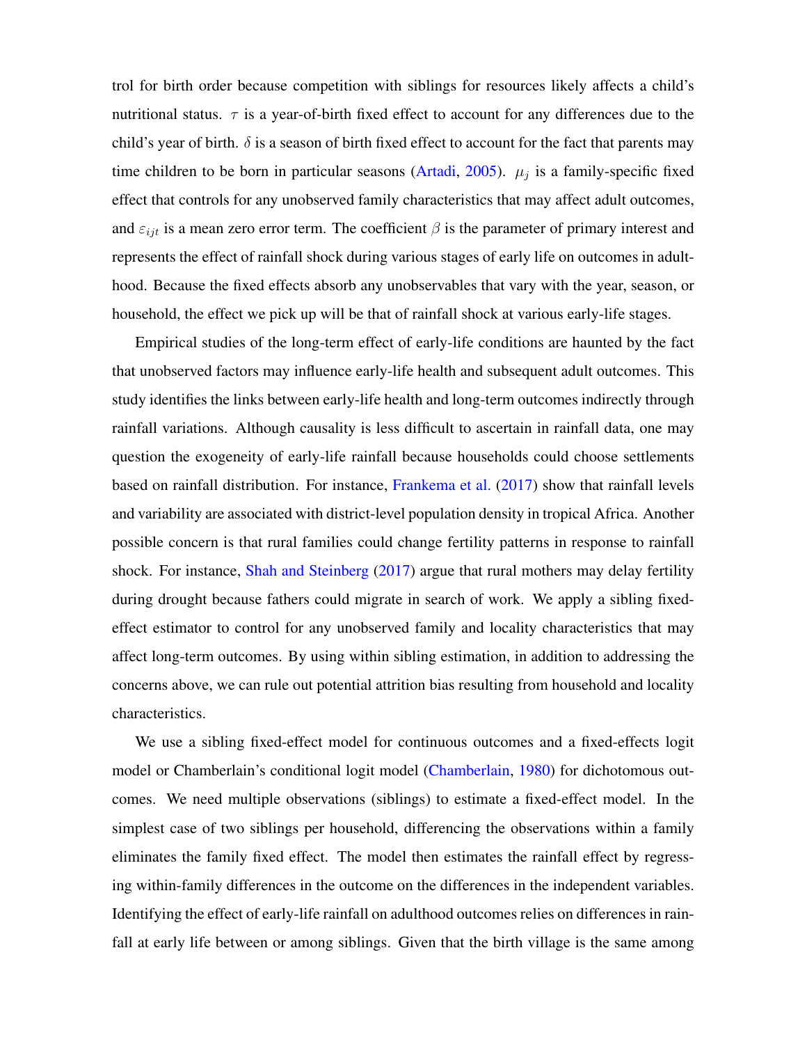trol for birth order because competition with siblings for resources likely affects a child's nutritional status. $\tau$ is a year-of-birth fixed effect to account for any differences due to the child's year of birth. $\delta$ is a season of birth fixed effect to account for the fact that parents may time children to be born in particular seasons (Artadi, 2005). $\mu_j$ is a family-specific fixed effect that controls for any unobserved family characteristics that may affect adult outcomes, and $\varepsilon_{ijt}$ is a mean zero error term. The coefficient $\beta$ is the parameter of primary interest and represents the effect of rainfall shock during various stages of early life on outcomes in adulthood. Because the fixed effects absorb any unobservables that vary with the year, season, or household, the effect we pick up will be that of rainfall shock at various early-life stages.

Empirical studies of the long-term effect of early-life conditions are haunted by the fact that unobserved factors may influence early-life health and subsequent adult outcomes. This study identifies the links between early-life health and long-term outcomes indirectly through rainfall variations. Although causality is less difficult to ascertain in rainfall data, one may question the exogeneity of early-life rainfall because households could choose settlements based on rainfall distribution. For instance, Frankema et al. (2017) show that rainfall levels and variability are associated with district-level population density in tropical Africa. Another possible concern is that rural families could change fertility patterns in response to rainfall shock. For instance, Shah and Steinberg (2017) argue that rural mothers may delay fertility during drought because fathers could migrate in search of work. We apply a sibling fixed-effect estimator to control for any unobserved family and locality characteristics that may affect long-term outcomes. By using within sibling estimation, in addition to addressing the concerns above, we can rule out potential attrition bias resulting from household and locality characteristics.

We use a sibling fixed-effect model for continuous outcomes and a fixed-effects logit model or Chamberlain's conditional logit model (Chamberlain, 1980) for dichotomous outcomes. We need multiple observations (siblings) to estimate a fixed-effect model. In the simplest case of two siblings per household, differencing the observations within a family eliminates the family fixed effect. The model then estimates the rainfall effect by regressing within-family differences in the outcome on the differences in the independent variables. Identifying the effect of early-life rainfall on adulthood outcomes relies on differences in rainfall at early life between or among siblings. Given that the birth village is the same among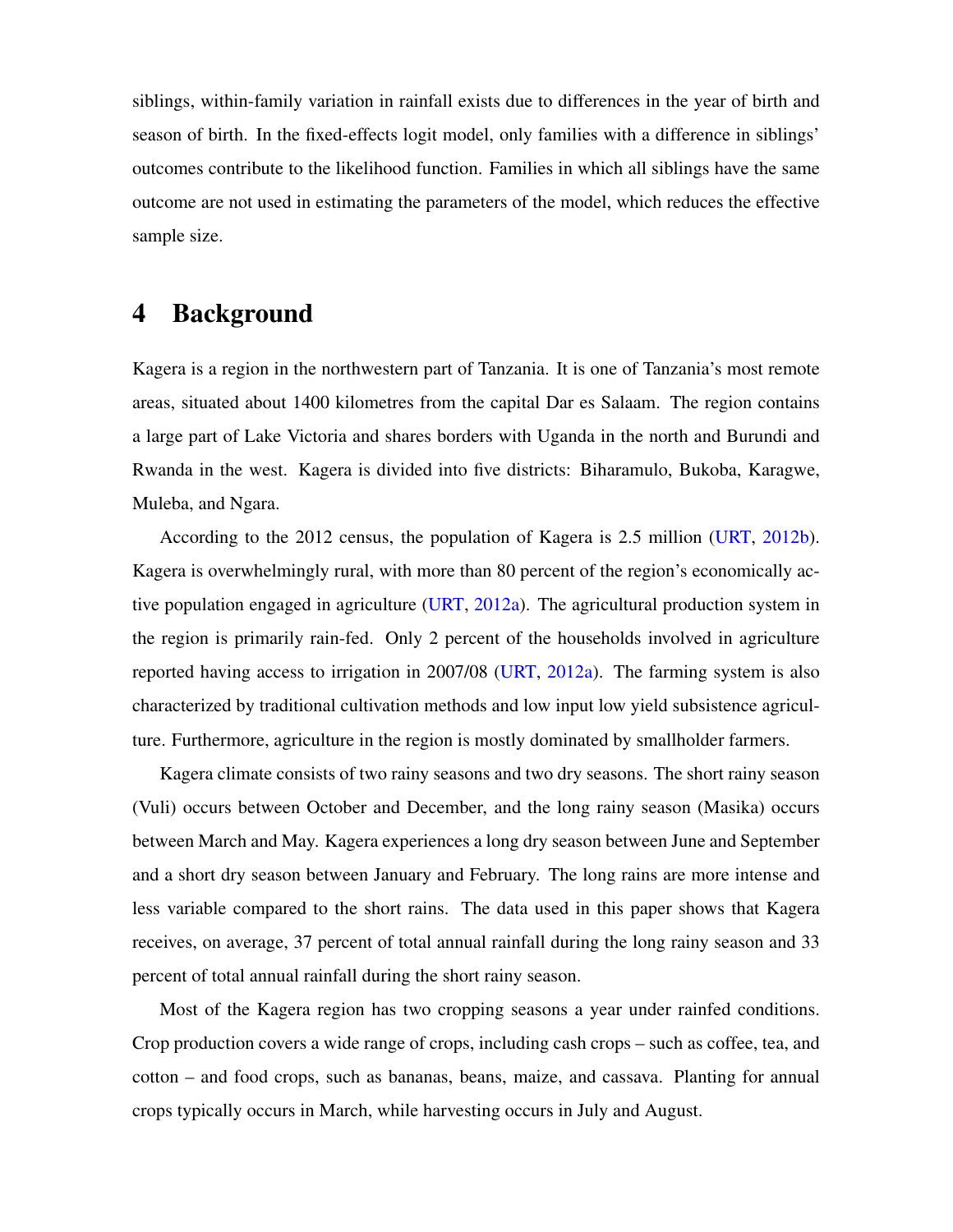siblings, within-family variation in rainfall exists due to differences in the year of birth and season of birth. In the fixed-effects logit model, only families with a difference in siblings' outcomes contribute to the likelihood function. Families in which all siblings have the same outcome are not used in estimating the parameters of the model, which reduces the effective sample size.

# 4 Background

Kagera is a region in the northwestern part of Tanzania. It is one of Tanzania's most remote areas, situated about 1400 kilometres from the capital Dar es Salaam. The region contains a large part of Lake Victoria and shares borders with Uganda in the north and Burundi and Rwanda in the west. Kagera is divided into five districts: Biharamulo, Bukoba, Karagwe, Muleba, and Ngara.

According to the 2012 census, the population of Kagera is 2.5 million (URT, 2012b). Kagera is overwhelmingly rural, with more than 80 percent of the region's economically active population engaged in agriculture (URT, 2012a). The agricultural production system in the region is primarily rain-fed. Only 2 percent of the households involved in agriculture reported having access to irrigation in 2007/08 (URT, 2012a). The farming system is also characterized by traditional cultivation methods and low input low yield subsistence agriculture. Furthermore, agriculture in the region is mostly dominated by smallholder farmers.

Kagera climate consists of two rainy seasons and two dry seasons. The short rainy season (Vuli) occurs between October and December, and the long rainy season (Masika) occurs between March and May. Kagera experiences a long dry season between June and September and a short dry season between January and February. The long rains are more intense and less variable compared to the short rains. The data used in this paper shows that Kagera receives, on average, 37 percent of total annual rainfall during the long rainy season and 33 percent of total annual rainfall during the short rainy season.

Most of the Kagera region has two cropping seasons a year under rainfed conditions. Crop production covers a wide range of crops, including cash crops – such as coffee, tea, and cotton – and food crops, such as bananas, beans, maize, and cassava. Planting for annual crops typically occurs in March, while harvesting occurs in July and August.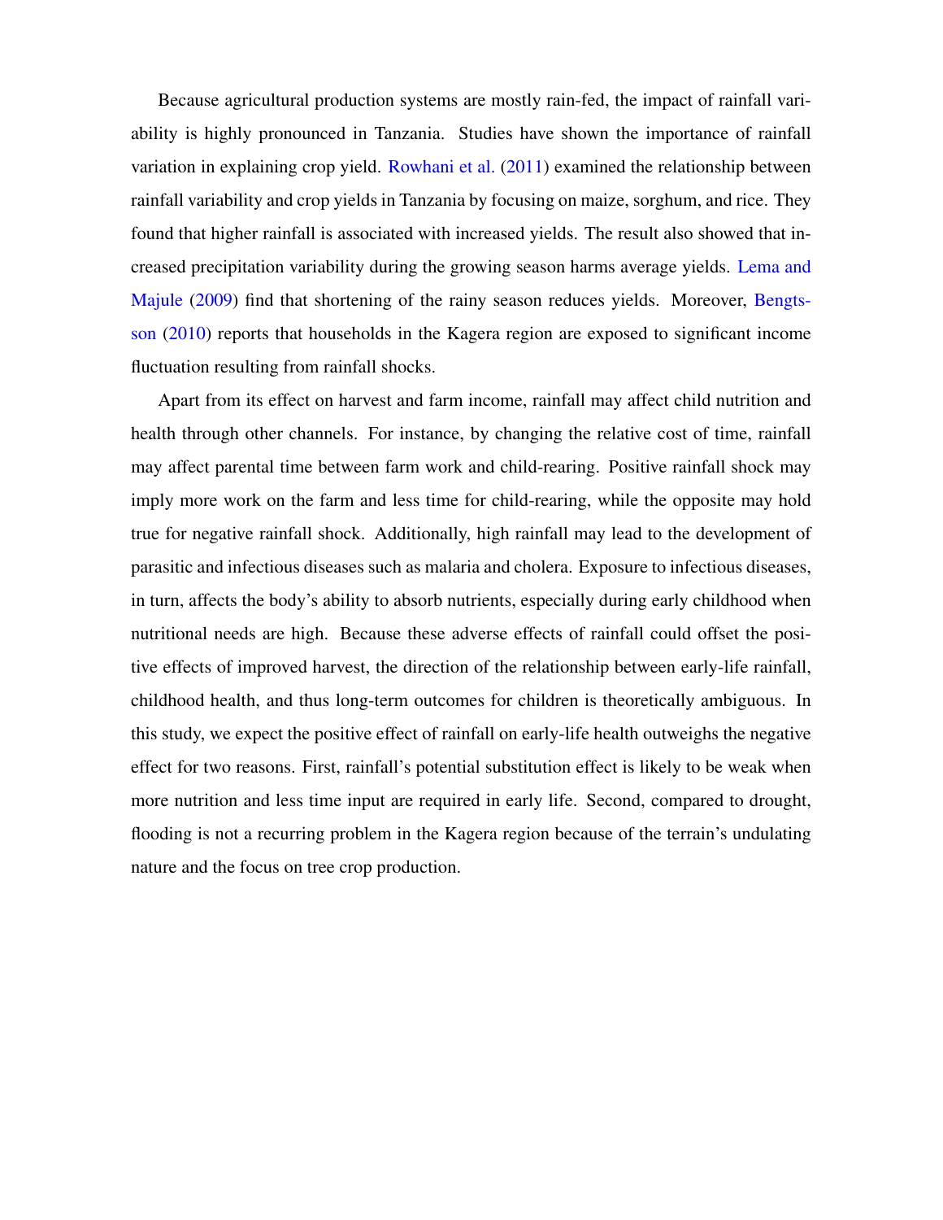Because agricultural production systems are mostly rain-fed, the impact of rainfall variability is highly pronounced in Tanzania. Studies have shown the importance of rainfall variation in explaining crop yield. Rowhani et al. (2011) examined the relationship between rainfall variability and crop yields in Tanzania by focusing on maize, sorghum, and rice. They found that higher rainfall is associated with increased yields. The result also showed that increased precipitation variability during the growing season harms average yields. Lema and Majule (2009) find that shortening of the rainy season reduces yields. Moreover, Bengtsson (2010) reports that households in the Kagera region are exposed to significant income fluctuation resulting from rainfall shocks.

Apart from its effect on harvest and farm income, rainfall may affect child nutrition and health through other channels. For instance, by changing the relative cost of time, rainfall may affect parental time between farm work and child-rearing. Positive rainfall shock may imply more work on the farm and less time for child-rearing, while the opposite may hold true for negative rainfall shock. Additionally, high rainfall may lead to the development of parasitic and infectious diseases such as malaria and cholera. Exposure to infectious diseases, in turn, affects the body's ability to absorb nutrients, especially during early childhood when nutritional needs are high. Because these adverse effects of rainfall could offset the positive effects of improved harvest, the direction of the relationship between early-life rainfall, childhood health, and thus long-term outcomes for children is theoretically ambiguous. In this study, we expect the positive effect of rainfall on early-life health outweighs the negative effect for two reasons. First, rainfall's potential substitution effect is likely to be weak when more nutrition and less time input are required in early life. Second, compared to drought, flooding is not a recurring problem in the Kagera region because of the terrain's undulating nature and the focus on tree crop production.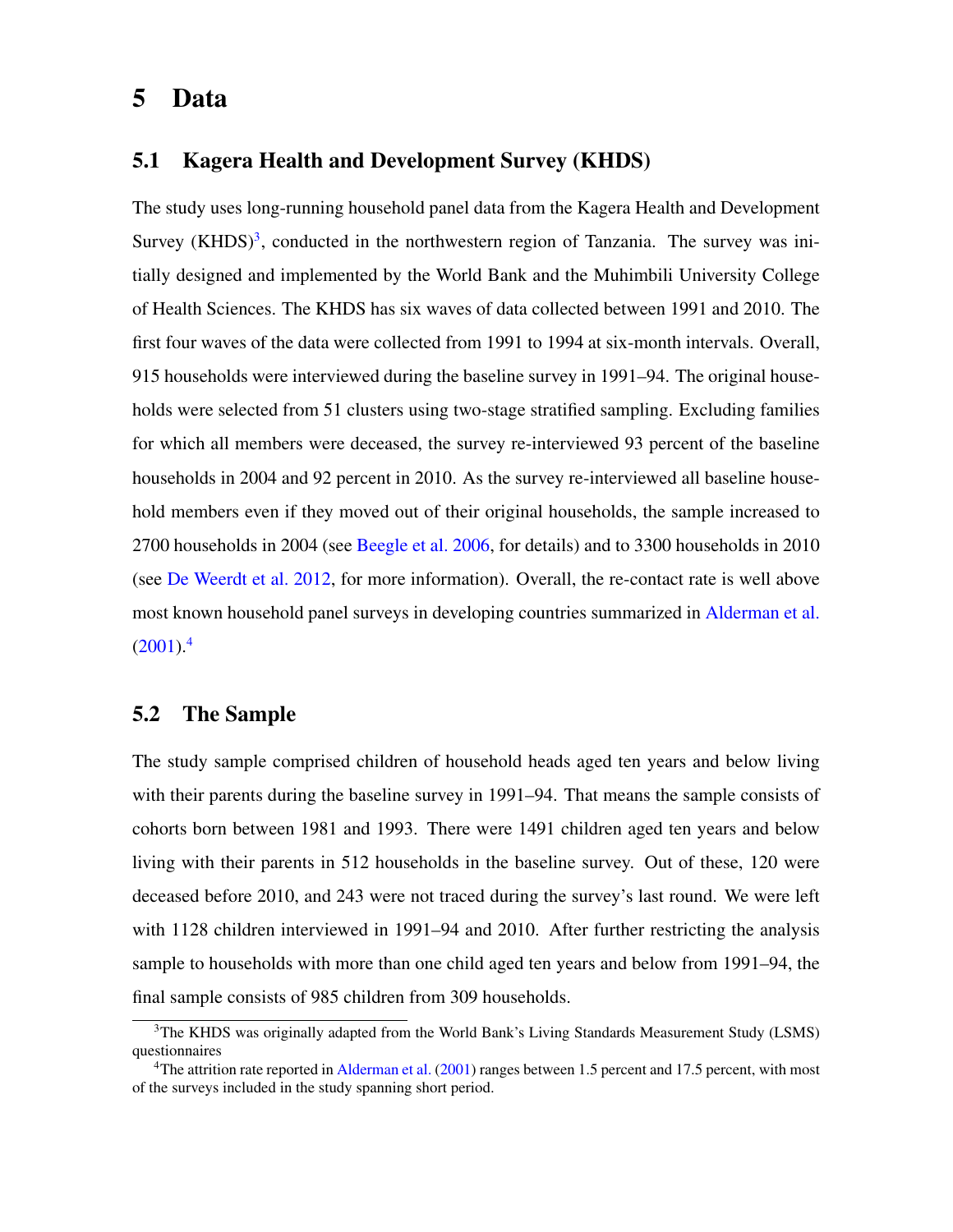# 5 Data

## 5.1 Kagera Health and Development Survey (KHDS)

The study uses long-running household panel data from the Kagera Health and Development Survey (KHDS)[3], conducted in the northwestern region of Tanzania. The survey was initially designed and implemented by the World Bank and the Muhimbili University College of Health Sciences. The KHDS has six waves of data collected between 1991 and 2010. The first four waves of the data were collected from 1991 to 1994 at six-month intervals. Overall, 915 households were interviewed during the baseline survey in 1991–94. The original households were selected from 51 clusters using two-stage stratified sampling. Excluding families for which all members were deceased, the survey re-interviewed 93 percent of the baseline households in 2004 and 92 percent in 2010. As the survey re-interviewed all baseline household members even if they moved out of their original households, the sample increased to 2700 households in 2004 (see Beegle et al. 2006, for details) and to 3300 households in 2010 (see De Weerdt et al. 2012, for more information). Overall, the re-contact rate is well above most known household panel surveys in developing countries summarized in Alderman et al. (2001).[4]

## 5.2 The Sample

The study sample comprised children of household heads aged ten years and below living with their parents during the baseline survey in 1991–94. That means the sample consists of cohorts born between 1981 and 1993. There were 1491 children aged ten years and below living with their parents in 512 households in the baseline survey. Out of these, 120 were deceased before 2010, and 243 were not traced during the survey's last round. We were left with 1128 children interviewed in 1991–94 and 2010. After further restricting the analysis sample to households with more than one child aged ten years and below from 1991–94, the final sample consists of 985 children from 309 households.

[3] The KHDS was originally adapted from the World Bank's Living Standards Measurement Study (LSMS) questionnaires

[4] The attrition rate reported in Alderman et al. (2001) ranges between 1.5 percent and 17.5 percent, with most of the surveys included in the study spanning short period.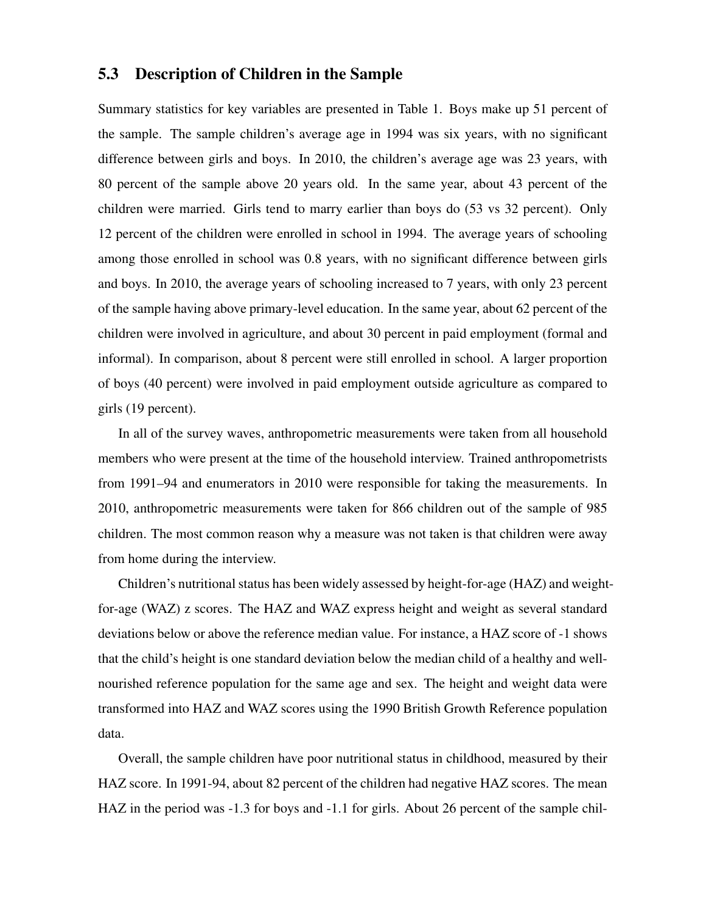## 5.3 Description of Children in the Sample

Summary statistics for key variables are presented in Table 1. Boys make up 51 percent of the sample. The sample children's average age in 1994 was six years, with no significant difference between girls and boys. In 2010, the children's average age was 23 years, with 80 percent of the sample above 20 years old. In the same year, about 43 percent of the children were married. Girls tend to marry earlier than boys do (53 vs 32 percent). Only 12 percent of the children were enrolled in school in 1994. The average years of schooling among those enrolled in school was 0.8 years, with no significant difference between girls and boys. In 2010, the average years of schooling increased to 7 years, with only 23 percent of the sample having above primary-level education. In the same year, about 62 percent of the children were involved in agriculture, and about 30 percent in paid employment (formal and informal). In comparison, about 8 percent were still enrolled in school. A larger proportion of boys (40 percent) were involved in paid employment outside agriculture as compared to girls (19 percent).

In all of the survey waves, anthropometric measurements were taken from all household members who were present at the time of the household interview. Trained anthropometrists from 1991–94 and enumerators in 2010 were responsible for taking the measurements. In 2010, anthropometric measurements were taken for 866 children out of the sample of 985 children. The most common reason why a measure was not taken is that children were away from home during the interview.

Children's nutritional status has been widely assessed by height-for-age (HAZ) and weight-for-age (WAZ) z scores. The HAZ and WAZ express height and weight as several standard deviations below or above the reference median value. For instance, a HAZ score of -1 shows that the child's height is one standard deviation below the median child of a healthy and well-nourished reference population for the same age and sex. The height and weight data were transformed into HAZ and WAZ scores using the 1990 British Growth Reference population data.

Overall, the sample children have poor nutritional status in childhood, measured by their HAZ score. In 1991-94, about 82 percent of the children had negative HAZ scores. The mean HAZ in the period was -1.3 for boys and -1.1 for girls. About 26 percent of the sample chil-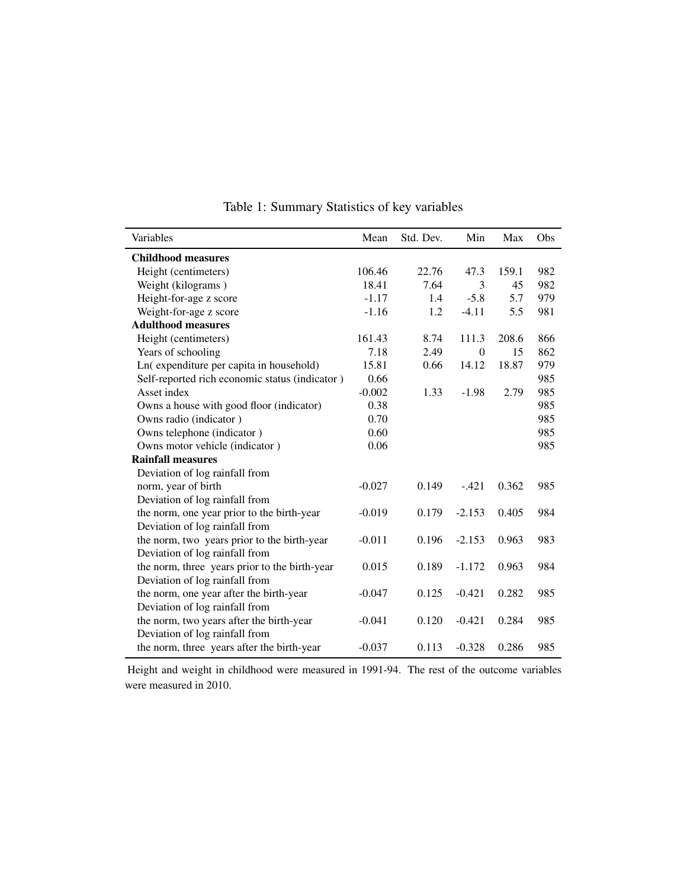Table 1: Summary Statistics of key variables

| Variables | Mean | Std. Dev. | Min | Max | Obs |
|---|---|---|---|---|---|
| **Childhood measures** | | | | | |
| Height (centimeters) | 106.46 | 22.76 | 47.3 | 159.1 | 982 |
| Weight (kilograms ) | 18.41 | 7.64 | 3 | 45 | 982 |
| Height-for-age z score | -1.17 | 1.4 | -5.8 | 5.7 | 979 |
| Weight-for-age z score | -1.16 | 1.2 | -4.11 | 5.5 | 981 |
| **Adulthood measures** | | | | | |
| Height (centimeters) | 161.43 | 8.74 | 111.3 | 208.6 | 866 |
| Years of schooling | 7.18 | 2.49 | 0 | 15 | 862 |
| Ln( expenditure per capita in household) | 15.81 | 0.66 | 14.12 | 18.87 | 979 |
| Self-reported rich economic status (indicator ) | 0.66 | | | | 985 |
| Asset index | -0.002 | 1.33 | -1.98 | 2.79 | 985 |
| Owns a house with good floor (indicator) | 0.38 | | | | 985 |
| Owns radio (indicator ) | 0.70 | | | | 985 |
| Owns telephone (indicator ) | 0.60 | | | | 985 |
| Owns motor vehicle (indicator ) | 0.06 | | | | 985 |
| **Rainfall measures** | | | | | |
| Deviation of log rainfall from norm, year of birth | -0.027 | 0.149 | -.421 | 0.362 | 985 |
| Deviation of log rainfall from the norm, one year prior to the birth-year | -0.019 | 0.179 | -2.153 | 0.405 | 984 |
| Deviation of log rainfall from the norm, two years prior to the birth-year | -0.011 | 0.196 | -2.153 | 0.963 | 983 |
| Deviation of log rainfall from the norm, three years prior to the birth-year | 0.015 | 0.189 | -1.172 | 0.963 | 984 |
| Deviation of log rainfall from the norm, one year after the birth-year | -0.047 | 0.125 | -0.421 | 0.282 | 985 |
| Deviation of log rainfall from the norm, two years after the birth-year | -0.041 | 0.120 | -0.421 | 0.284 | 985 |
| Deviation of log rainfall from the norm, three years after the birth-year | -0.037 | 0.113 | -0.328 | 0.286 | 985 |

Height and weight in childhood were measured in 1991-94. The rest of the outcome variables were measured in 2010.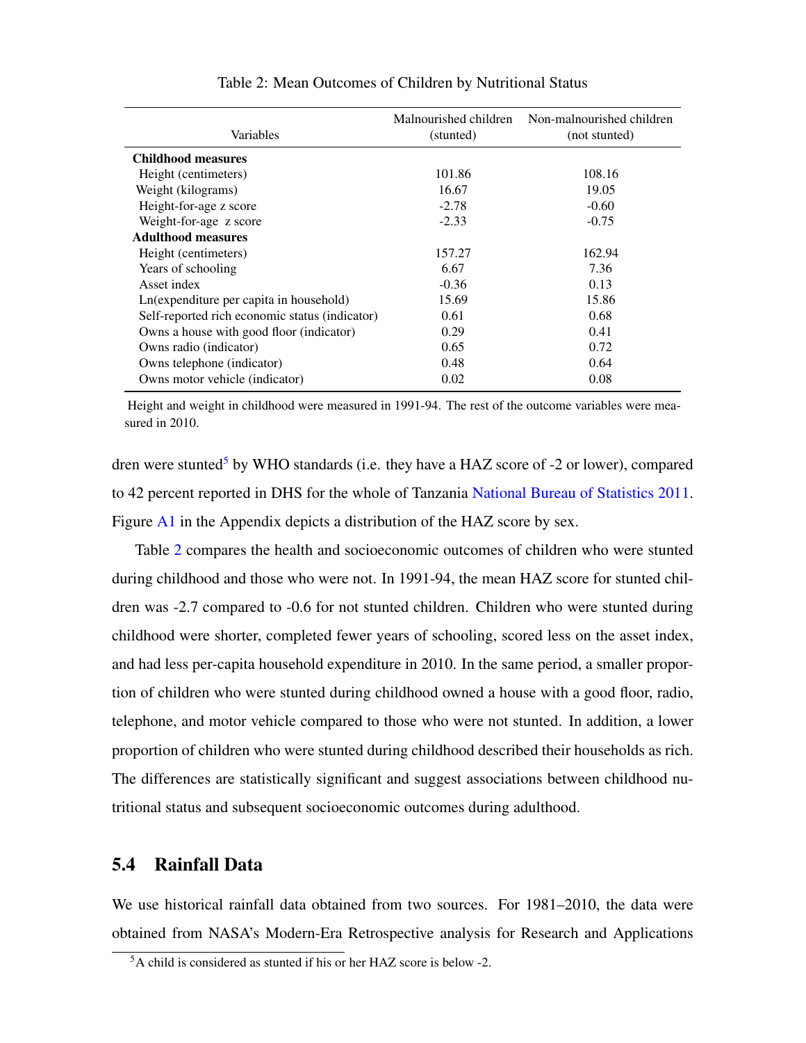Table 2: Mean Outcomes of Children by Nutritional Status

| Variables | Malnourished children (stunted) | Non-malnourished children (not stunted) |
|---|---|---|
| **Childhood measures** | | |
| Height (centimeters) | 101.86 | 108.16 |
| Weight (kilograms) | 16.67 | 19.05 |
| Height-for-age z score | -2.78 | -0.60 |
| Weight-for-age z score | -2.33 | -0.75 |
| **Adulthood measures** | | |
| Height (centimeters) | 157.27 | 162.94 |
| Years of schooling | 6.67 | 7.36 |
| Asset index | -0.36 | 0.13 |
| Ln(expenditure per capita in household) | 15.69 | 15.86 |
| Self-reported rich economic status (indicator) | 0.61 | 0.68 |
| Owns a house with good floor (indicator) | 0.29 | 0.41 |
| Owns radio (indicator) | 0.65 | 0.72 |
| Owns telephone (indicator) | 0.48 | 0.64 |
| Owns motor vehicle (indicator) | 0.02 | 0.08 |

Height and weight in childhood were measured in 1991-94. The rest of the outcome variables were measured in 2010.

dren were stunted[5] by WHO standards (i.e. they have a HAZ score of -2 or lower), compared to 42 percent reported in DHS for the whole of Tanzania National Bureau of Statistics 2011. Figure A1 in the Appendix depicts a distribution of the HAZ score by sex.

Table 2 compares the health and socioeconomic outcomes of children who were stunted during childhood and those who were not. In 1991-94, the mean HAZ score for stunted children was -2.7 compared to -0.6 for not stunted children. Children who were stunted during childhood were shorter, completed fewer years of schooling, scored less on the asset index, and had less per-capita household expenditure in 2010. In the same period, a smaller proportion of children who were stunted during childhood owned a house with a good floor, radio, telephone, and motor vehicle compared to those who were not stunted. In addition, a lower proportion of children who were stunted during childhood described their households as rich. The differences are statistically significant and suggest associations between childhood nutritional status and subsequent socioeconomic outcomes during adulthood.

## 5.4 Rainfall Data

We use historical rainfall data obtained from two sources. For 1981–2010, the data were obtained from NASA's Modern-Era Retrospective analysis for Research and Applications

[5] A child is considered as stunted if his or her HAZ score is below -2.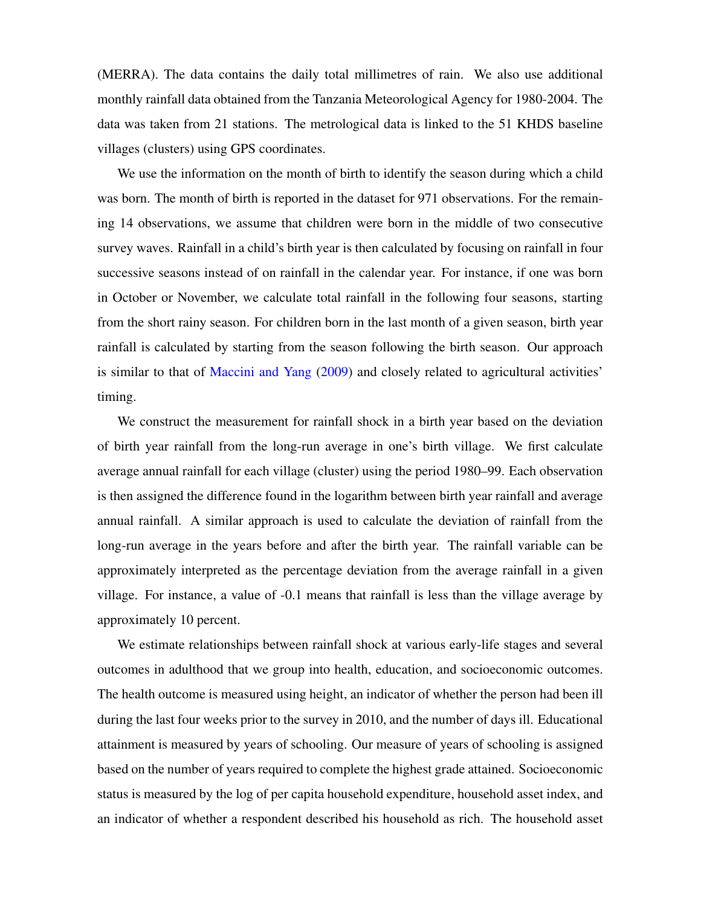(MERRA). The data contains the daily total millimetres of rain. We also use additional monthly rainfall data obtained from the Tanzania Meteorological Agency for 1980-2004. The data was taken from 21 stations. The metrological data is linked to the 51 KHDS baseline villages (clusters) using GPS coordinates.

We use the information on the month of birth to identify the season during which a child was born. The month of birth is reported in the dataset for 971 observations. For the remaining 14 observations, we assume that children were born in the middle of two consecutive survey waves. Rainfall in a child's birth year is then calculated by focusing on rainfall in four successive seasons instead of on rainfall in the calendar year. For instance, if one was born in October or November, we calculate total rainfall in the following four seasons, starting from the short rainy season. For children born in the last month of a given season, birth year rainfall is calculated by starting from the season following the birth season. Our approach is similar to that of Maccini and Yang (2009) and closely related to agricultural activities' timing.

We construct the measurement for rainfall shock in a birth year based on the deviation of birth year rainfall from the long-run average in one's birth village. We first calculate average annual rainfall for each village (cluster) using the period 1980–99. Each observation is then assigned the difference found in the logarithm between birth year rainfall and average annual rainfall. A similar approach is used to calculate the deviation of rainfall from the long-run average in the years before and after the birth year. The rainfall variable can be approximately interpreted as the percentage deviation from the average rainfall in a given village. For instance, a value of -0.1 means that rainfall is less than the village average by approximately 10 percent.

We estimate relationships between rainfall shock at various early-life stages and several outcomes in adulthood that we group into health, education, and socioeconomic outcomes. The health outcome is measured using height, an indicator of whether the person had been ill during the last four weeks prior to the survey in 2010, and the number of days ill. Educational attainment is measured by years of schooling. Our measure of years of schooling is assigned based on the number of years required to complete the highest grade attained. Socioeconomic status is measured by the log of per capita household expenditure, household asset index, and an indicator of whether a respondent described his household as rich. The household asset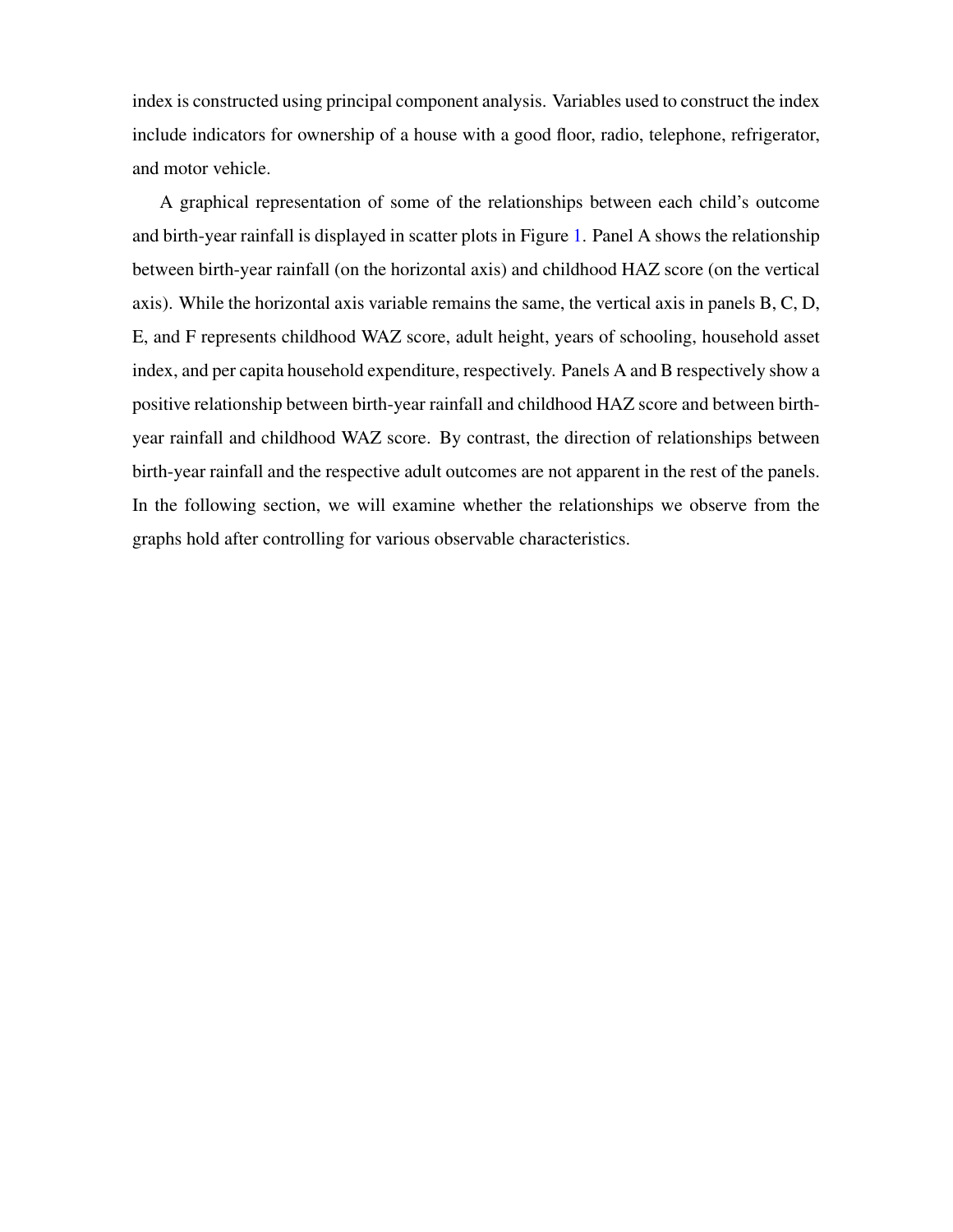index is constructed using principal component analysis. Variables used to construct the index include indicators for ownership of a house with a good floor, radio, telephone, refrigerator, and motor vehicle.

A graphical representation of some of the relationships between each child's outcome and birth-year rainfall is displayed in scatter plots in Figure 1. Panel A shows the relationship between birth-year rainfall (on the horizontal axis) and childhood HAZ score (on the vertical axis). While the horizontal axis variable remains the same, the vertical axis in panels B, C, D, E, and F represents childhood WAZ score, adult height, years of schooling, household asset index, and per capita household expenditure, respectively. Panels A and B respectively show a positive relationship between birth-year rainfall and childhood HAZ score and between birth-year rainfall and childhood WAZ score. By contrast, the direction of relationships between birth-year rainfall and the respective adult outcomes are not apparent in the rest of the panels. In the following section, we will examine whether the relationships we observe from the graphs hold after controlling for various observable characteristics.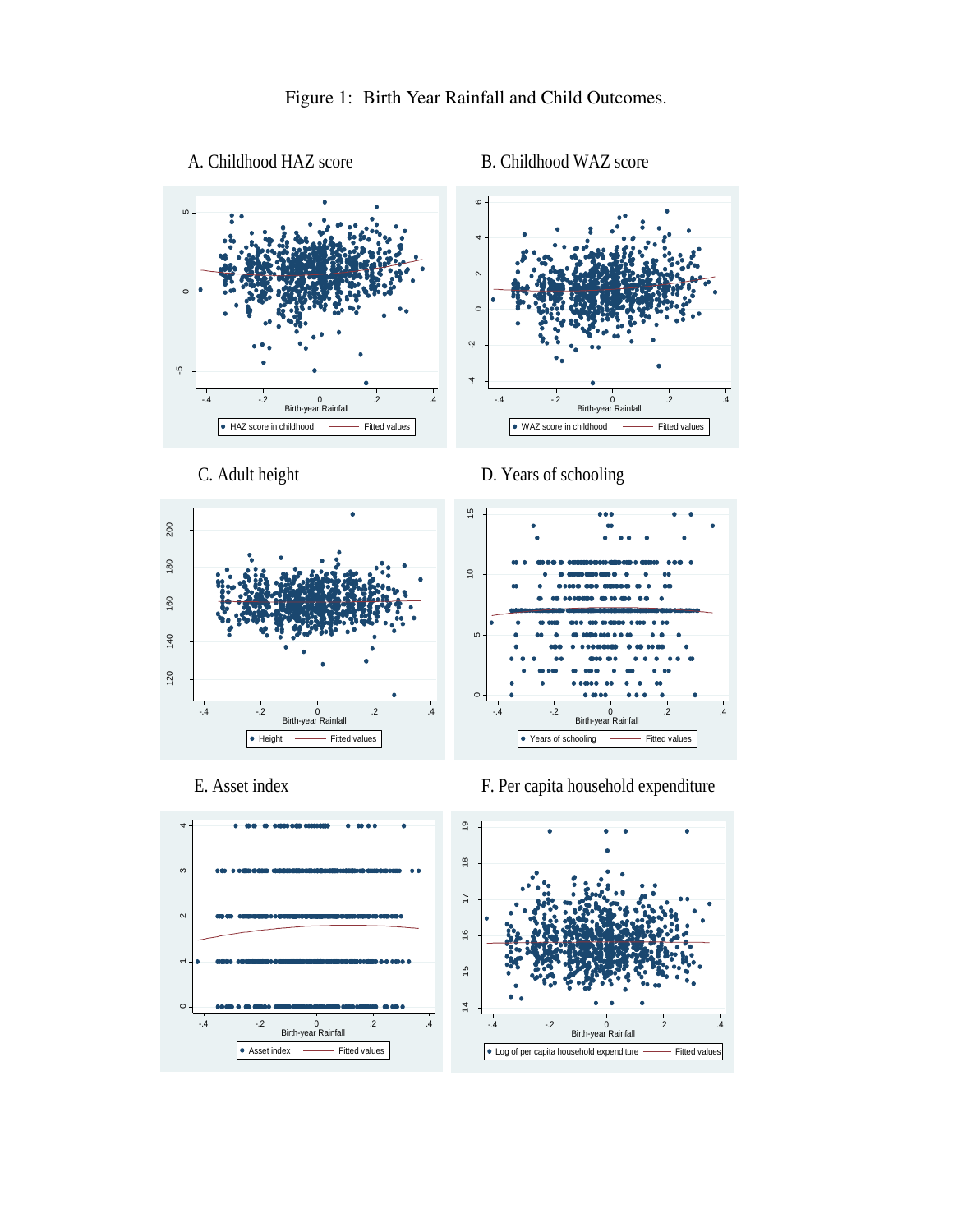Figure 1: Birth Year Rainfall and Child Outcomes.

A. Childhood HAZ score

B. Childhood WAZ score

C. Adult height

D. Years of schooling

E. Asset index

F. Per capita household expenditure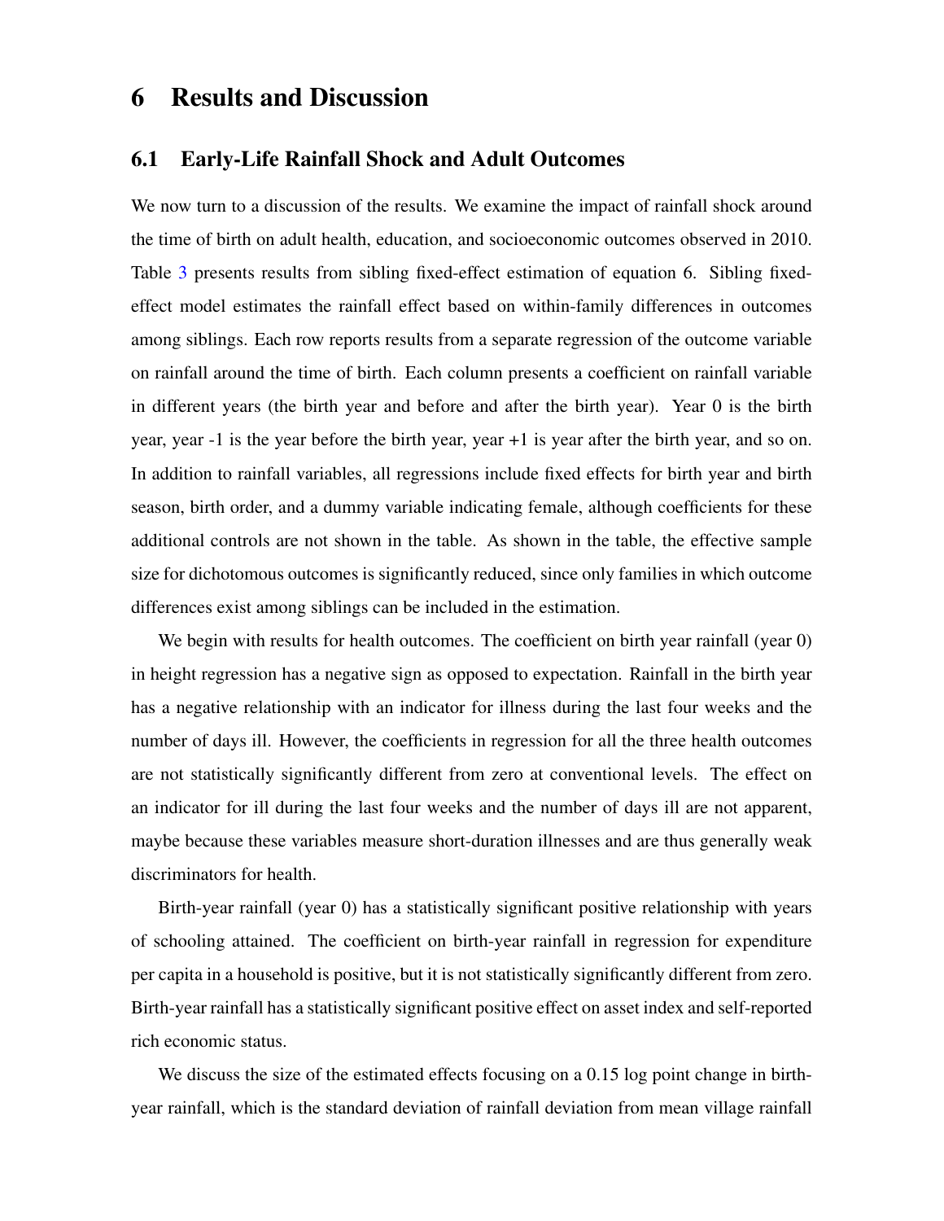# 6 Results and Discussion

## 6.1 Early-Life Rainfall Shock and Adult Outcomes

We now turn to a discussion of the results. We examine the impact of rainfall shock around the time of birth on adult health, education, and socioeconomic outcomes observed in 2010. Table 3 presents results from sibling fixed-effect estimation of equation 6. Sibling fixed-effect model estimates the rainfall effect based on within-family differences in outcomes among siblings. Each row reports results from a separate regression of the outcome variable on rainfall around the time of birth. Each column presents a coefficient on rainfall variable in different years (the birth year and before and after the birth year). Year 0 is the birth year, year -1 is the year before the birth year, year +1 is year after the birth year, and so on. In addition to rainfall variables, all regressions include fixed effects for birth year and birth season, birth order, and a dummy variable indicating female, although coefficients for these additional controls are not shown in the table. As shown in the table, the effective sample size for dichotomous outcomes is significantly reduced, since only families in which outcome differences exist among siblings can be included in the estimation.

We begin with results for health outcomes. The coefficient on birth year rainfall (year 0) in height regression has a negative sign as opposed to expectation. Rainfall in the birth year has a negative relationship with an indicator for illness during the last four weeks and the number of days ill. However, the coefficients in regression for all the three health outcomes are not statistically significantly different from zero at conventional levels. The effect on an indicator for ill during the last four weeks and the number of days ill are not apparent, maybe because these variables measure short-duration illnesses and are thus generally weak discriminators for health.

Birth-year rainfall (year 0) has a statistically significant positive relationship with years of schooling attained. The coefficient on birth-year rainfall in regression for expenditure per capita in a household is positive, but it is not statistically significantly different from zero. Birth-year rainfall has a statistically significant positive effect on asset index and self-reported rich economic status.

We discuss the size of the estimated effects focusing on a 0.15 log point change in birth-year rainfall, which is the standard deviation of rainfall deviation from mean village rainfall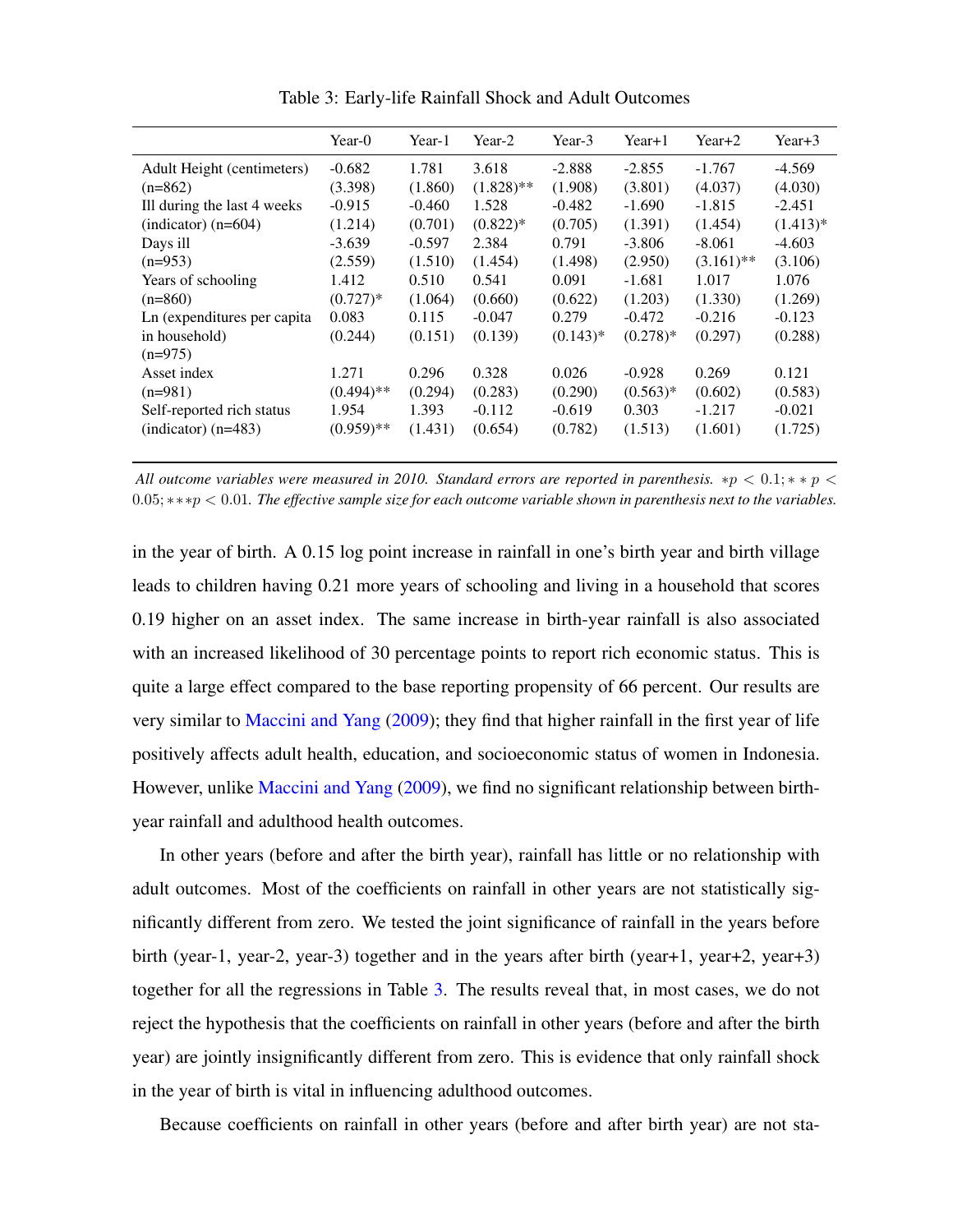Table 3: Early-life Rainfall Shock and Adult Outcomes

| | Year-0 | Year-1 | Year-2 | Year-3 | Year+1 | Year+2 | Year+3 |
|---|---|---|---|---|---|---|---|
| Adult Height (centimeters) | -0.682 | 1.781 | 3.618 | -2.888 | -2.855 | -1.767 | -4.569 |
| (n=862) | (3.398) | (1.860) | (1.828)** | (1.908) | (3.801) | (4.037) | (4.030) |
| Ill during the last 4 weeks | -0.915 | -0.460 | 1.528 | -0.482 | -1.690 | -1.815 | -2.451 |
| (indicator) (n=604) | (1.214) | (0.701) | (0.822)* | (0.705) | (1.391) | (1.454) | (1.413)* |
| Days ill | -3.639 | -0.597 | 2.384 | 0.791 | -3.806 | -8.061 | -4.603 |
| (n=953) | (2.559) | (1.510) | (1.454) | (1.498) | (2.950) | (3.161)** | (3.106) |
| Years of schooling | 1.412 | 0.510 | 0.541 | 0.091 | -1.681 | 1.017 | 1.076 |
| (n=860) | (0.727)* | (1.064) | (0.660) | (0.622) | (1.203) | (1.330) | (1.269) |
| Ln (expenditures per capita in household) | 0.083 | 0.115 | -0.047 | 0.279 | -0.472 | -0.216 | -0.123 |
| (n=975) | (0.244) | (0.151) | (0.139) | (0.143)* | (0.278)* | (0.297) | (0.288) |
| Asset index | 1.271 | 0.296 | 0.328 | 0.026 | -0.928 | 0.269 | 0.121 |
| (n=981) | (0.494)** | (0.294) | (0.283) | (0.290) | (0.563)* | (0.602) | (0.583) |
| Self-reported rich status | 1.954 | 1.393 | -0.112 | -0.619 | 0.303 | -1.217 | -0.021 |
| (indicator) (n=483) | (0.959)** | (1.431) | (0.654) | (0.782) | (1.513) | (1.601) | (1.725) |

*All outcome variables were measured in 2010. Standard errors are reported in parenthesis.* $*p < 0.1; **p < 0.05; ***p < 0.01$. *The effective sample size for each outcome variable shown in parenthesis next to the variables.*

in the year of birth. A 0.15 log point increase in rainfall in one's birth year and birth village leads to children having 0.21 more years of schooling and living in a household that scores 0.19 higher on an asset index. The same increase in birth-year rainfall is also associated with an increased likelihood of 30 percentage points to report rich economic status. This is quite a large effect compared to the base reporting propensity of 66 percent. Our results are very similar to Maccini and Yang (2009); they find that higher rainfall in the first year of life positively affects adult health, education, and socioeconomic status of women in Indonesia. However, unlike Maccini and Yang (2009), we find no significant relationship between birth-year rainfall and adulthood health outcomes.

In other years (before and after the birth year), rainfall has little or no relationship with adult outcomes. Most of the coefficients on rainfall in other years are not statistically significantly different from zero. We tested the joint significance of rainfall in the years before birth (year-1, year-2, year-3) together and in the years after birth (year+1, year+2, year+3) together for all the regressions in Table 3. The results reveal that, in most cases, we do not reject the hypothesis that the coefficients on rainfall in other years (before and after the birth year) are jointly insignificantly different from zero. This is evidence that only rainfall shock in the year of birth is vital in influencing adulthood outcomes.

Because coefficients on rainfall in other years (before and after birth year) are not sta-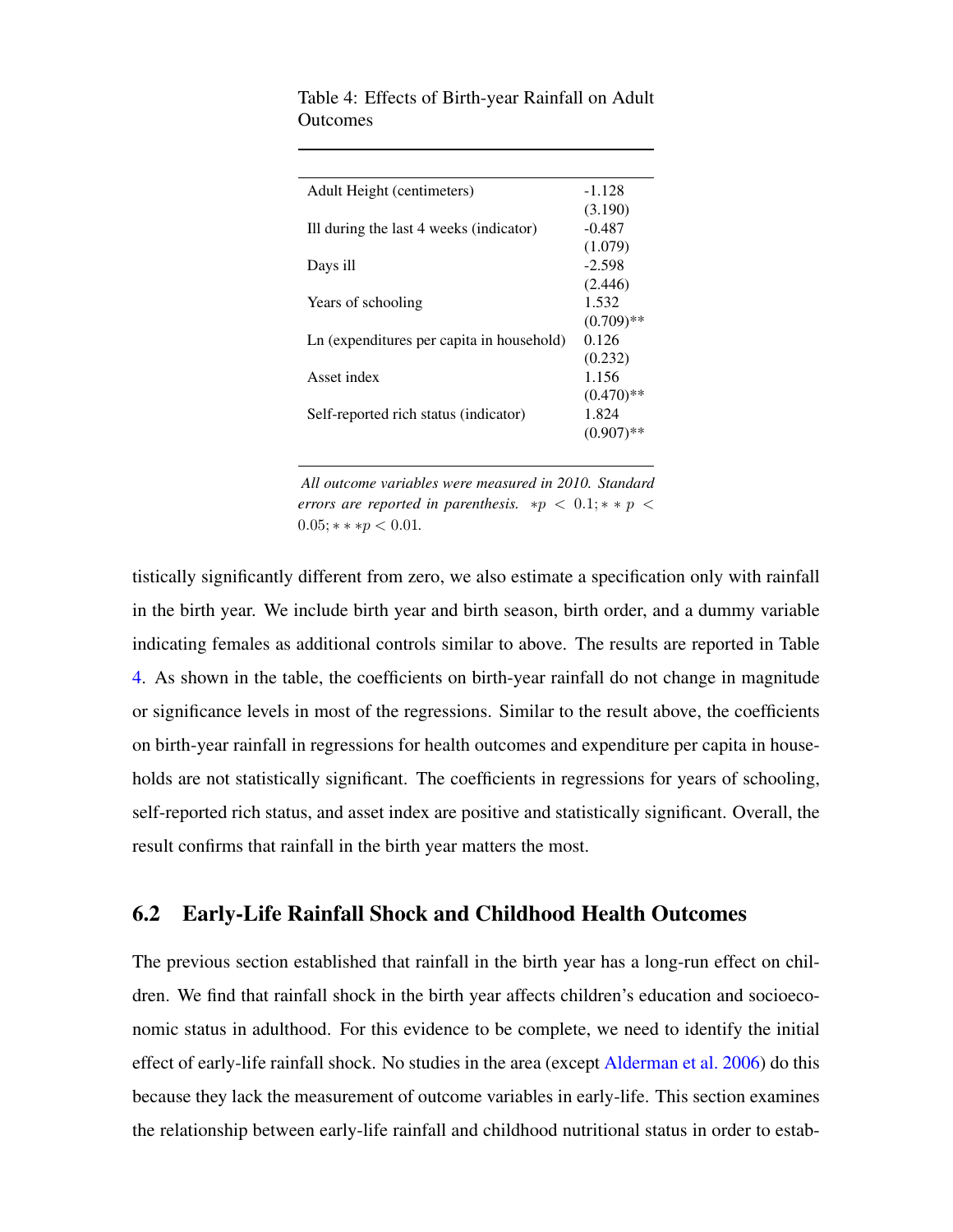Table 4: Effects of Birth-year Rainfall on Adult Outcomes

| | |
|---|---|
| Adult Height (centimeters) | -1.128 |
| | (3.190) |
| Ill during the last 4 weeks (indicator) | -0.487 |
| | (1.079) |
| Days ill | -2.598 |
| | (2.446) |
| Years of schooling | 1.532 |
| | (0.709)** |
| Ln (expenditures per capita in household) | 0.126 |
| | (0.232) |
| Asset index | 1.156 |
| | (0.470)** |
| Self-reported rich status (indicator) | 1.824 |
| | (0.907)** |

*All outcome variables were measured in 2010. Standard errors are reported in parenthesis.* $*p < 0.1; **p < 0.05; ***p < 0.01$.

tistically significantly different from zero, we also estimate a specification only with rainfall in the birth year. We include birth year and birth season, birth order, and a dummy variable indicating females as additional controls similar to above. The results are reported in Table 4. As shown in the table, the coefficients on birth-year rainfall do not change in magnitude or significance levels in most of the regressions. Similar to the result above, the coefficients on birth-year rainfall in regressions for health outcomes and expenditure per capita in households are not statistically significant. The coefficients in regressions for years of schooling, self-reported rich status, and asset index are positive and statistically significant. Overall, the result confirms that rainfall in the birth year matters the most.

## 6.2 Early-Life Rainfall Shock and Childhood Health Outcomes

The previous section established that rainfall in the birth year has a long-run effect on children. We find that rainfall shock in the birth year affects children's education and socioeconomic status in adulthood. For this evidence to be complete, we need to identify the initial effect of early-life rainfall shock. No studies in the area (except Alderman et al. 2006) do this because they lack the measurement of outcome variables in early-life. This section examines the relationship between early-life rainfall and childhood nutritional status in order to estab-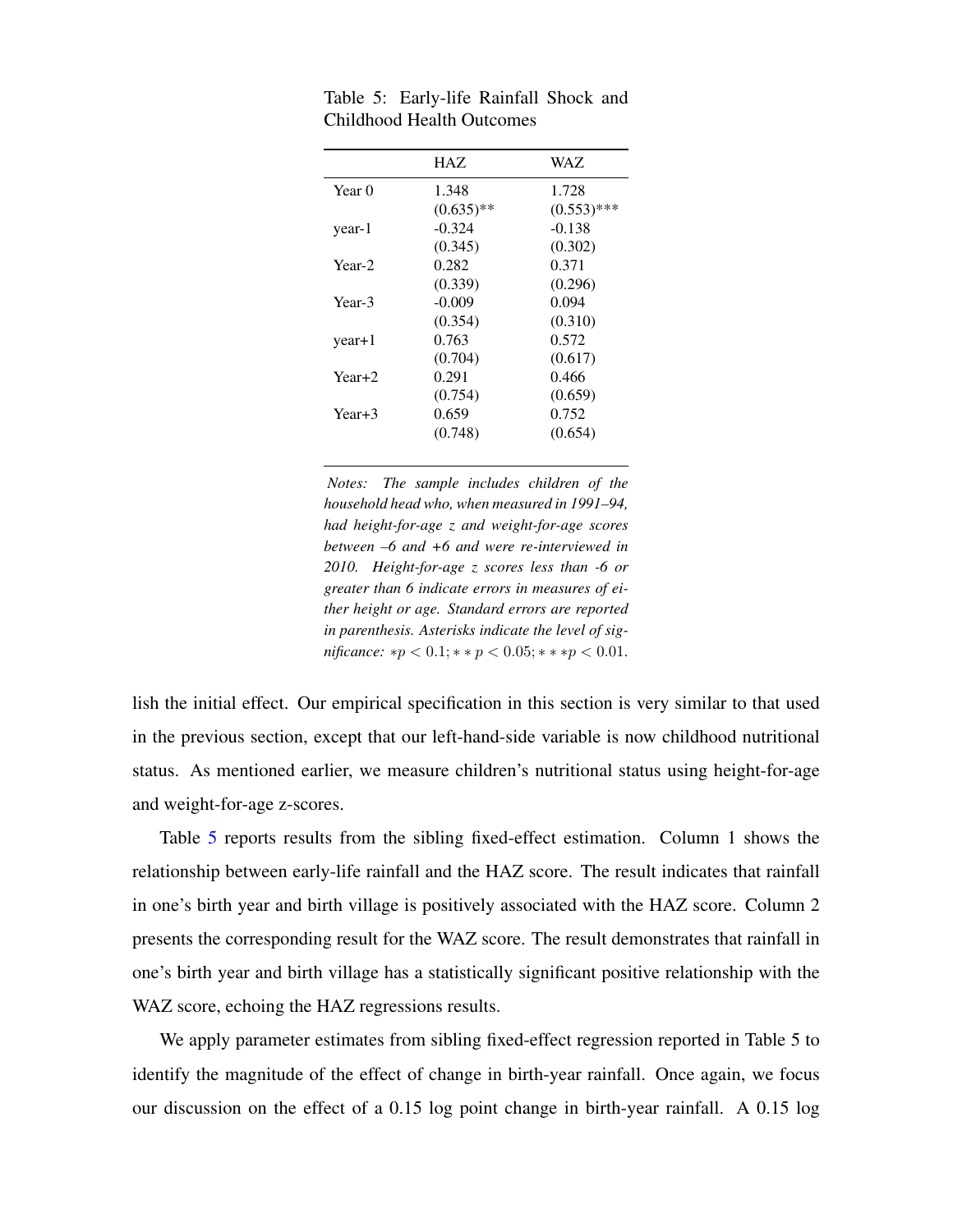Table 5: Early-life Rainfall Shock and Childhood Health Outcomes

| | HAZ | WAZ |
|---|---|---|
| Year 0 | 1.348 | 1.728 |
| | (0.635)** | (0.553)*** |
| year-1 | -0.324 | -0.138 |
| | (0.345) | (0.302) |
| Year-2 | 0.282 | 0.371 |
| | (0.339) | (0.296) |
| Year-3 | -0.009 | 0.094 |
| | (0.354) | (0.310) |
| year+1 | 0.763 | 0.572 |
| | (0.704) | (0.617) |
| Year+2 | 0.291 | 0.466 |
| | (0.754) | (0.659) |
| Year+3 | 0.659 | 0.752 |
| | (0.748) | (0.654) |

*Notes: The sample includes children of the household head who, when measured in 1991–94, had height-for-age z and weight-for-age scores between –6 and +6 and were re-interviewed in 2010. Height-for-age z scores less than -6 or greater than 6 indicate errors in measures of either height or age. Standard errors are reported in parenthesis. Asterisks indicate the level of significance:* $*p < 0.1; **p < 0.05; ***p < 0.01$.

lish the initial effect. Our empirical specification in this section is very similar to that used in the previous section, except that our left-hand-side variable is now childhood nutritional status. As mentioned earlier, we measure children's nutritional status using height-for-age and weight-for-age z-scores.

Table 5 reports results from the sibling fixed-effect estimation. Column 1 shows the relationship between early-life rainfall and the HAZ score. The result indicates that rainfall in one's birth year and birth village is positively associated with the HAZ score. Column 2 presents the corresponding result for the WAZ score. The result demonstrates that rainfall in one's birth year and birth village has a statistically significant positive relationship with the WAZ score, echoing the HAZ regressions results.

We apply parameter estimates from sibling fixed-effect regression reported in Table 5 to identify the magnitude of the effect of change in birth-year rainfall. Once again, we focus our discussion on the effect of a 0.15 log point change in birth-year rainfall. A 0.15 log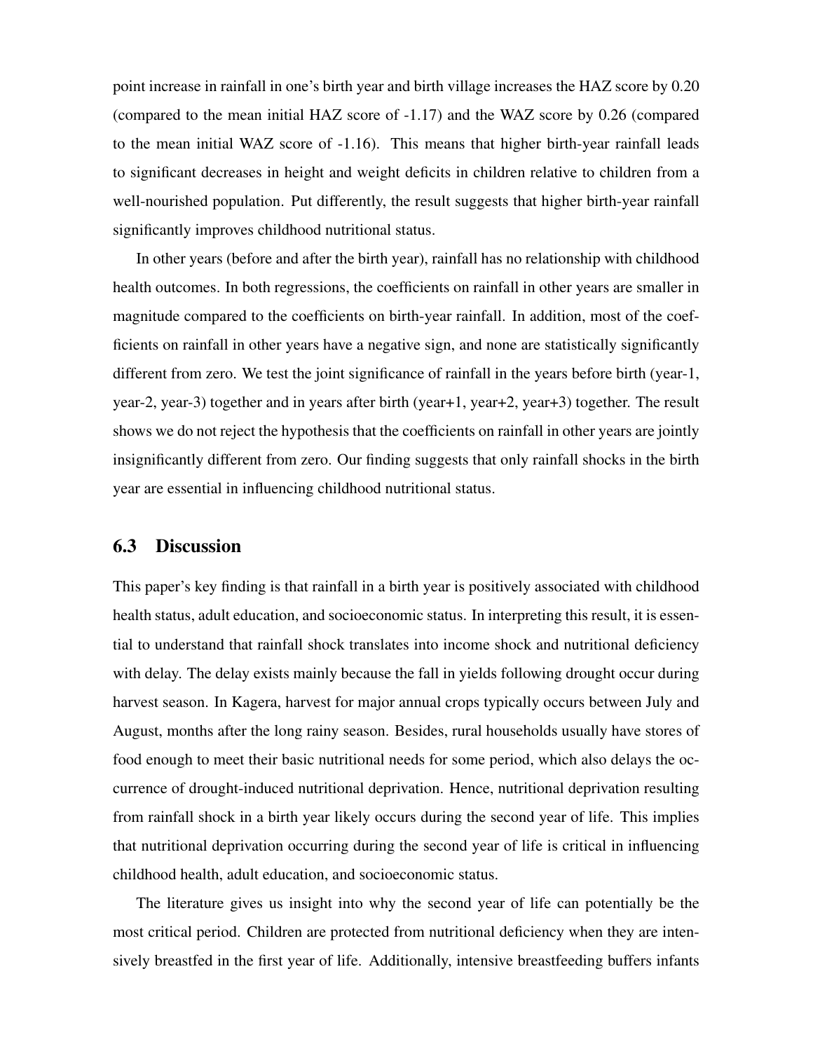point increase in rainfall in one's birth year and birth village increases the HAZ score by 0.20 (compared to the mean initial HAZ score of -1.17) and the WAZ score by 0.26 (compared to the mean initial WAZ score of -1.16). This means that higher birth-year rainfall leads to significant decreases in height and weight deficits in children relative to children from a well-nourished population. Put differently, the result suggests that higher birth-year rainfall significantly improves childhood nutritional status.

In other years (before and after the birth year), rainfall has no relationship with childhood health outcomes. In both regressions, the coefficients on rainfall in other years are smaller in magnitude compared to the coefficients on birth-year rainfall. In addition, most of the coefficients on rainfall in other years have a negative sign, and none are statistically significantly different from zero. We test the joint significance of rainfall in the years before birth (year-1, year-2, year-3) together and in years after birth (year+1, year+2, year+3) together. The result shows we do not reject the hypothesis that the coefficients on rainfall in other years are jointly insignificantly different from zero. Our finding suggests that only rainfall shocks in the birth year are essential in influencing childhood nutritional status.

### 6.3 Discussion

This paper's key finding is that rainfall in a birth year is positively associated with childhood health status, adult education, and socioeconomic status. In interpreting this result, it is essential to understand that rainfall shock translates into income shock and nutritional deficiency with delay. The delay exists mainly because the fall in yields following drought occur during harvest season. In Kagera, harvest for major annual crops typically occurs between July and August, months after the long rainy season. Besides, rural households usually have stores of food enough to meet their basic nutritional needs for some period, which also delays the occurrence of drought-induced nutritional deprivation. Hence, nutritional deprivation resulting from rainfall shock in a birth year likely occurs during the second year of life. This implies that nutritional deprivation occurring during the second year of life is critical in influencing childhood health, adult education, and socioeconomic status.

The literature gives us insight into why the second year of life can potentially be the most critical period. Children are protected from nutritional deficiency when they are intensively breastfed in the first year of life. Additionally, intensive breastfeeding buffers infants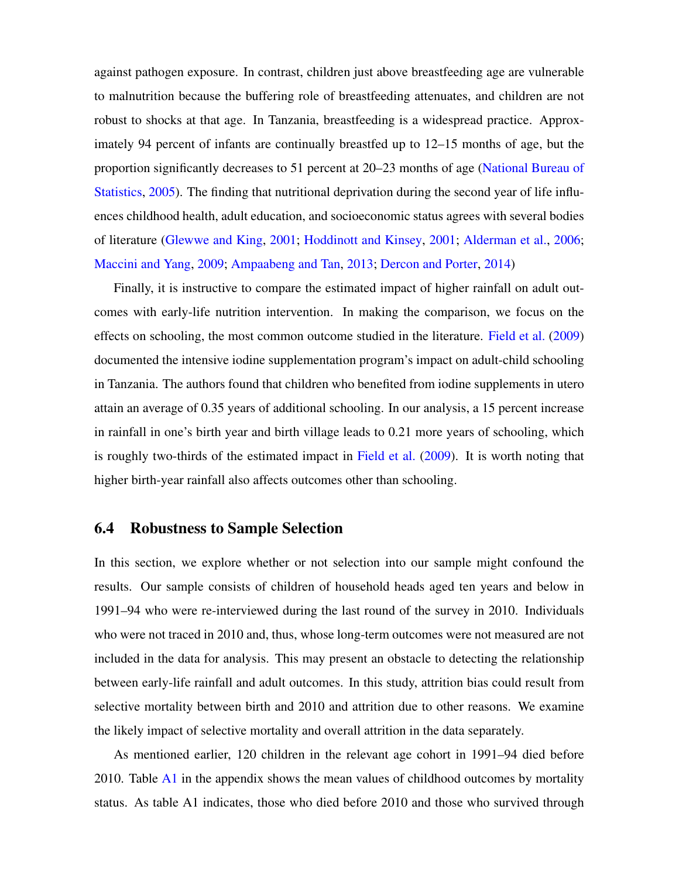against pathogen exposure. In contrast, children just above breastfeeding age are vulnerable to malnutrition because the buffering role of breastfeeding attenuates, and children are not robust to shocks at that age. In Tanzania, breastfeeding is a widespread practice. Approximately 94 percent of infants are continually breastfed up to 12–15 months of age, but the proportion significantly decreases to 51 percent at 20–23 months of age (National Bureau of Statistics, 2005). The finding that nutritional deprivation during the second year of life influences childhood health, adult education, and socioeconomic status agrees with several bodies of literature (Glewwe and King, 2001; Hoddinott and Kinsey, 2001; Alderman et al., 2006; Maccini and Yang, 2009; Ampaabeng and Tan, 2013; Dercon and Porter, 2014)

Finally, it is instructive to compare the estimated impact of higher rainfall on adult outcomes with early-life nutrition intervention. In making the comparison, we focus on the effects on schooling, the most common outcome studied in the literature. Field et al. (2009) documented the intensive iodine supplementation program's impact on adult-child schooling in Tanzania. The authors found that children who benefited from iodine supplements in utero attain an average of 0.35 years of additional schooling. In our analysis, a 15 percent increase in rainfall in one's birth year and birth village leads to 0.21 more years of schooling, which is roughly two-thirds of the estimated impact in Field et al. (2009). It is worth noting that higher birth-year rainfall also affects outcomes other than schooling.

## 6.4 Robustness to Sample Selection

In this section, we explore whether or not selection into our sample might confound the results. Our sample consists of children of household heads aged ten years and below in 1991–94 who were re-interviewed during the last round of the survey in 2010. Individuals who were not traced in 2010 and, thus, whose long-term outcomes were not measured are not included in the data for analysis. This may present an obstacle to detecting the relationship between early-life rainfall and adult outcomes. In this study, attrition bias could result from selective mortality between birth and 2010 and attrition due to other reasons. We examine the likely impact of selective mortality and overall attrition in the data separately.

As mentioned earlier, 120 children in the relevant age cohort in 1991–94 died before 2010. Table A1 in the appendix shows the mean values of childhood outcomes by mortality status. As table A1 indicates, those who died before 2010 and those who survived through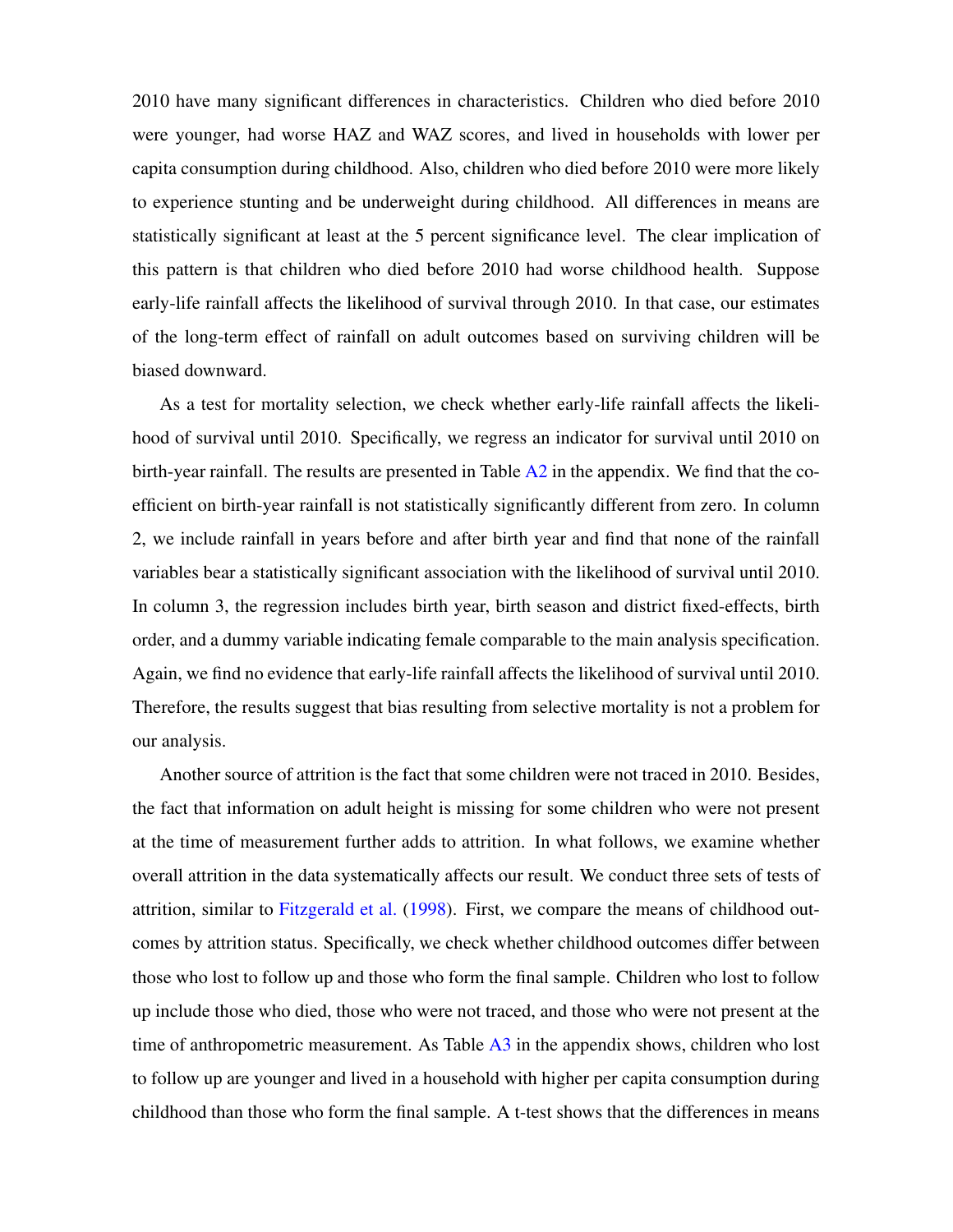2010 have many significant differences in characteristics. Children who died before 2010 were younger, had worse HAZ and WAZ scores, and lived in households with lower per capita consumption during childhood. Also, children who died before 2010 were more likely to experience stunting and be underweight during childhood. All differences in means are statistically significant at least at the 5 percent significance level. The clear implication of this pattern is that children who died before 2010 had worse childhood health. Suppose early-life rainfall affects the likelihood of survival through 2010. In that case, our estimates of the long-term effect of rainfall on adult outcomes based on surviving children will be biased downward.

As a test for mortality selection, we check whether early-life rainfall affects the likelihood of survival until 2010. Specifically, we regress an indicator for survival until 2010 on birth-year rainfall. The results are presented in Table A2 in the appendix. We find that the coefficient on birth-year rainfall is not statistically significantly different from zero. In column 2, we include rainfall in years before and after birth year and find that none of the rainfall variables bear a statistically significant association with the likelihood of survival until 2010. In column 3, the regression includes birth year, birth season and district fixed-effects, birth order, and a dummy variable indicating female comparable to the main analysis specification. Again, we find no evidence that early-life rainfall affects the likelihood of survival until 2010. Therefore, the results suggest that bias resulting from selective mortality is not a problem for our analysis.

Another source of attrition is the fact that some children were not traced in 2010. Besides, the fact that information on adult height is missing for some children who were not present at the time of measurement further adds to attrition. In what follows, we examine whether overall attrition in the data systematically affects our result. We conduct three sets of tests of attrition, similar to Fitzgerald et al. (1998). First, we compare the means of childhood outcomes by attrition status. Specifically, we check whether childhood outcomes differ between those who lost to follow up and those who form the final sample. Children who lost to follow up include those who died, those who were not traced, and those who were not present at the time of anthropometric measurement. As Table A3 in the appendix shows, children who lost to follow up are younger and lived in a household with higher per capita consumption during childhood than those who form the final sample. A t-test shows that the differences in means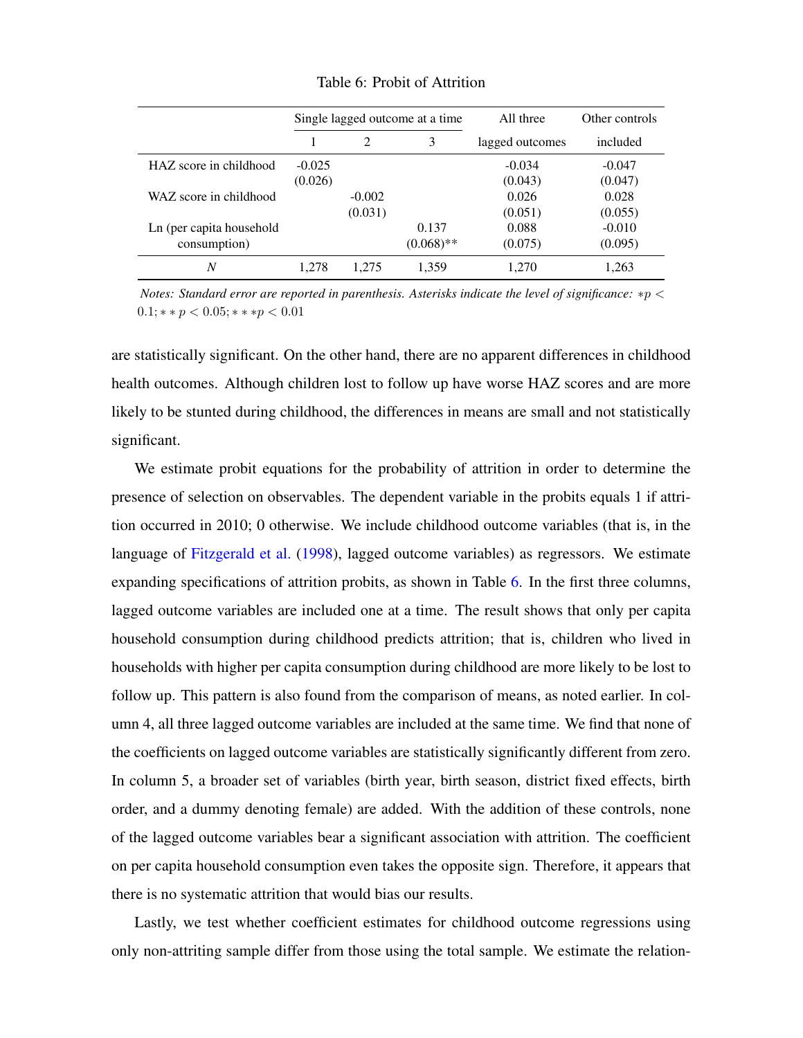Table 6: Probit of Attrition

| | Single lagged outcome at a time | | | All three | Other controls |
|---|---|---|---|---|---|
| | 1 | 2 | 3 | lagged outcomes | included |
| HAZ score in childhood | -0.025 | | | -0.034 | -0.047 |
| | (0.026) | | | (0.043) | (0.047) |
| WAZ score in childhood | | -0.002 | | 0.026 | 0.028 |
| | | (0.031) | | (0.051) | (0.055) |
| Ln (per capita household consumption) | | | 0.137 | 0.088 | -0.010 |
| | | | (0.068)** | (0.075) | (0.095) |
| *N* | 1,278 | 1,275 | 1,359 | 1,270 | 1,263 |

*Notes: Standard error are reported in parenthesis. Asterisks indicate the level of significance:* $*p < 0.1; **p < 0.05; ***p < 0.01$

are statistically significant. On the other hand, there are no apparent differences in childhood health outcomes. Although children lost to follow up have worse HAZ scores and are more likely to be stunted during childhood, the differences in means are small and not statistically significant.

We estimate probit equations for the probability of attrition in order to determine the presence of selection on observables. The dependent variable in the probits equals 1 if attrition occurred in 2010; 0 otherwise. We include childhood outcome variables (that is, in the language of Fitzgerald et al. (1998), lagged outcome variables) as regressors. We estimate expanding specifications of attrition probits, as shown in Table 6. In the first three columns, lagged outcome variables are included one at a time. The result shows that only per capita household consumption during childhood predicts attrition; that is, children who lived in households with higher per capita consumption during childhood are more likely to be lost to follow up. This pattern is also found from the comparison of means, as noted earlier. In column 4, all three lagged outcome variables are included at the same time. We find that none of the coefficients on lagged outcome variables are statistically significantly different from zero. In column 5, a broader set of variables (birth year, birth season, district fixed effects, birth order, and a dummy denoting female) are added. With the addition of these controls, none of the lagged outcome variables bear a significant association with attrition. The coefficient on per capita household consumption even takes the opposite sign. Therefore, it appears that there is no systematic attrition that would bias our results.

Lastly, we test whether coefficient estimates for childhood outcome regressions using only non-attriting sample differ from those using the total sample. We estimate the relation-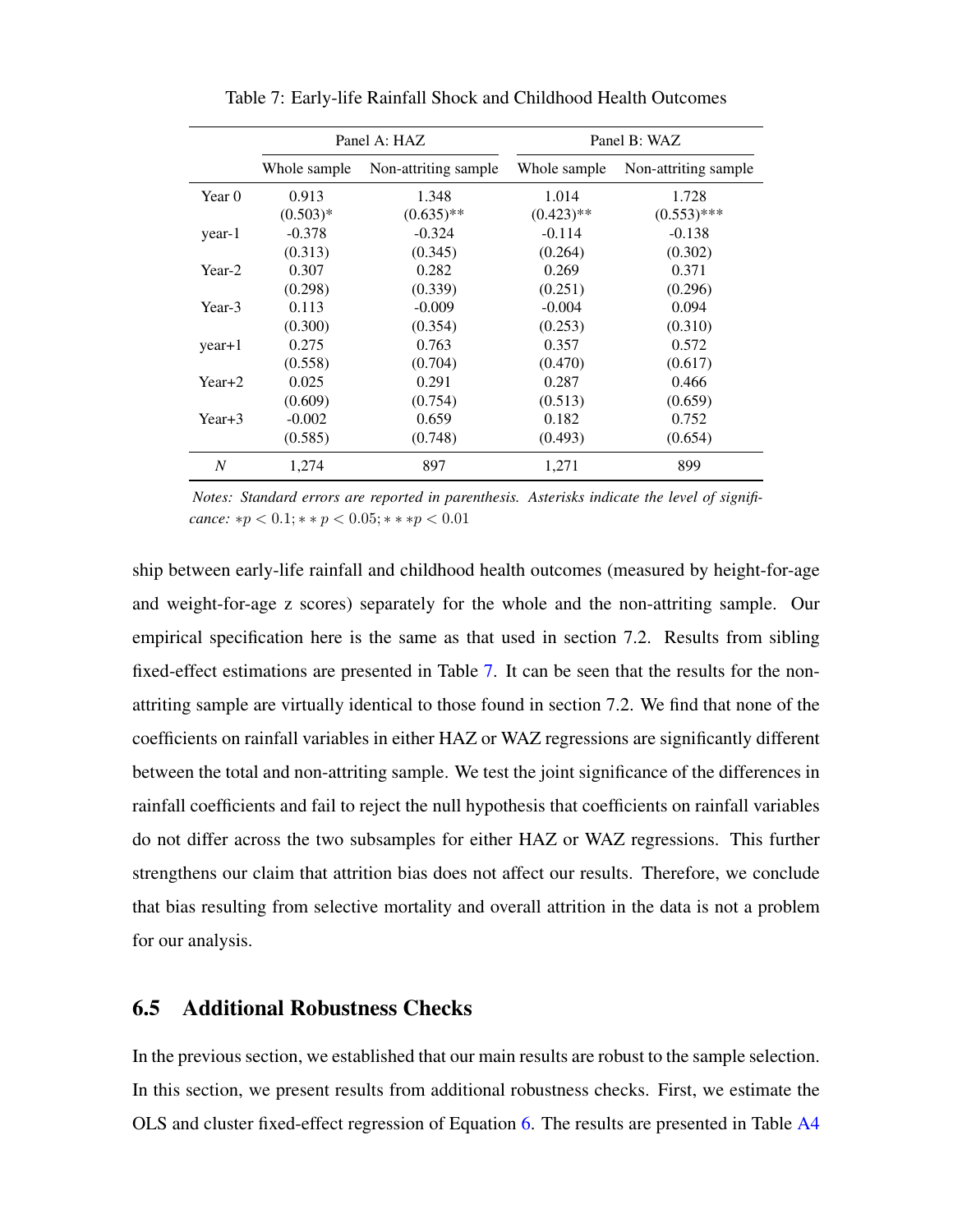Table 7: Early-life Rainfall Shock and Childhood Health Outcomes

| | Panel A: HAZ | | Panel B: WAZ | |
|---|---|---|---|---|
| | Whole sample | Non-attriting sample | Whole sample | Non-attriting sample |
| Year 0 | 0.913 | 1.348 | 1.014 | 1.728 |
| | (0.503)* | (0.635)** | (0.423)** | (0.553)*** |
| year-1 | -0.378 | -0.324 | -0.114 | -0.138 |
| | (0.313) | (0.345) | (0.264) | (0.302) |
| Year-2 | 0.307 | 0.282 | 0.269 | 0.371 |
| | (0.298) | (0.339) | (0.251) | (0.296) |
| Year-3 | 0.113 | -0.009 | -0.004 | 0.094 |
| | (0.300) | (0.354) | (0.253) | (0.310) |
| year+1 | 0.275 | 0.763 | 0.357 | 0.572 |
| | (0.558) | (0.704) | (0.470) | (0.617) |
| Year+2 | 0.025 | 0.291 | 0.287 | 0.466 |
| | (0.609) | (0.754) | (0.513) | (0.659) |
| Year+3 | -0.002 | 0.659 | 0.182 | 0.752 |
| | (0.585) | (0.748) | (0.493) | (0.654) |
| *N* | 1,274 | 897 | 1,271 | 899 |

*Notes: Standard errors are reported in parenthesis. Asterisks indicate the level of significance:* $*p < 0.1; **p < 0.05; ***p < 0.01$

ship between early-life rainfall and childhood health outcomes (measured by height-for-age and weight-for-age z scores) separately for the whole and the non-attriting sample. Our empirical specification here is the same as that used in section 7.2. Results from sibling fixed-effect estimations are presented in Table 7. It can be seen that the results for the non-attriting sample are virtually identical to those found in section 7.2. We find that none of the coefficients on rainfall variables in either HAZ or WAZ regressions are significantly different between the total and non-attriting sample. We test the joint significance of the differences in rainfall coefficients and fail to reject the null hypothesis that coefficients on rainfall variables do not differ across the two subsamples for either HAZ or WAZ regressions. This further strengthens our claim that attrition bias does not affect our results. Therefore, we conclude that bias resulting from selective mortality and overall attrition in the data is not a problem for our analysis.

## 6.5 Additional Robustness Checks

In the previous section, we established that our main results are robust to the sample selection. In this section, we present results from additional robustness checks. First, we estimate the OLS and cluster fixed-effect regression of Equation 6. The results are presented in Table A4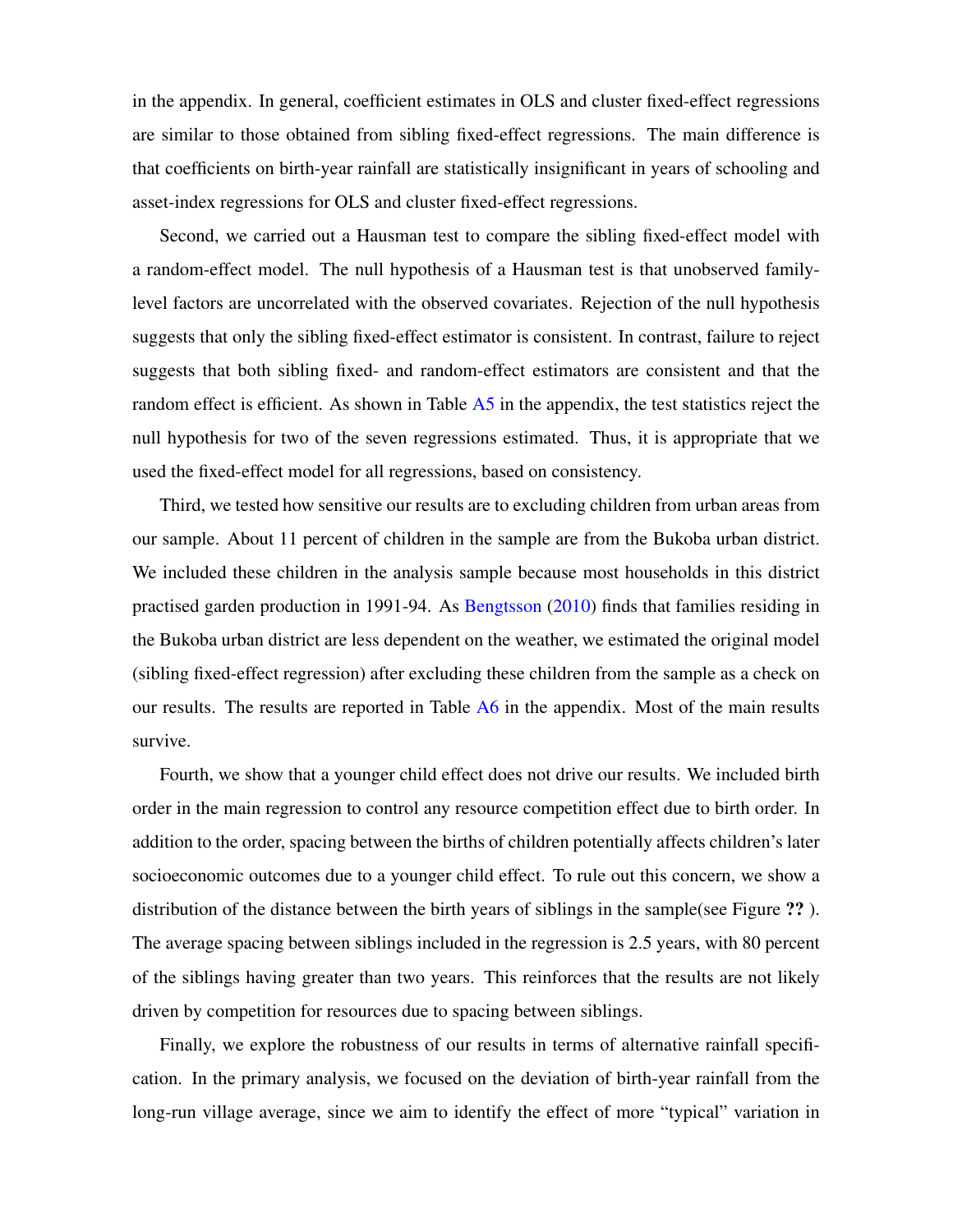in the appendix. In general, coefficient estimates in OLS and cluster fixed-effect regressions are similar to those obtained from sibling fixed-effect regressions. The main difference is that coefficients on birth-year rainfall are statistically insignificant in years of schooling and asset-index regressions for OLS and cluster fixed-effect regressions.

Second, we carried out a Hausman test to compare the sibling fixed-effect model with a random-effect model. The null hypothesis of a Hausman test is that unobserved family-level factors are uncorrelated with the observed covariates. Rejection of the null hypothesis suggests that only the sibling fixed-effect estimator is consistent. In contrast, failure to reject suggests that both sibling fixed- and random-effect estimators are consistent and that the random effect is efficient. As shown in Table A5 in the appendix, the test statistics reject the null hypothesis for two of the seven regressions estimated. Thus, it is appropriate that we used the fixed-effect model for all regressions, based on consistency.

Third, we tested how sensitive our results are to excluding children from urban areas from our sample. About 11 percent of children in the sample are from the Bukoba urban district. We included these children in the analysis sample because most households in this district practised garden production in 1991-94. As Bengtsson (2010) finds that families residing in the Bukoba urban district are less dependent on the weather, we estimated the original model (sibling fixed-effect regression) after excluding these children from the sample as a check on our results. The results are reported in Table A6 in the appendix. Most of the main results survive.

Fourth, we show that a younger child effect does not drive our results. We included birth order in the main regression to control any resource competition effect due to birth order. In addition to the order, spacing between the births of children potentially affects children's later socioeconomic outcomes due to a younger child effect. To rule out this concern, we show a distribution of the distance between the birth years of siblings in the sample(see Figure **??** ). The average spacing between siblings included in the regression is 2.5 years, with 80 percent of the siblings having greater than two years. This reinforces that the results are not likely driven by competition for resources due to spacing between siblings.

Finally, we explore the robustness of our results in terms of alternative rainfall specification. In the primary analysis, we focused on the deviation of birth-year rainfall from the long-run village average, since we aim to identify the effect of more "typical" variation in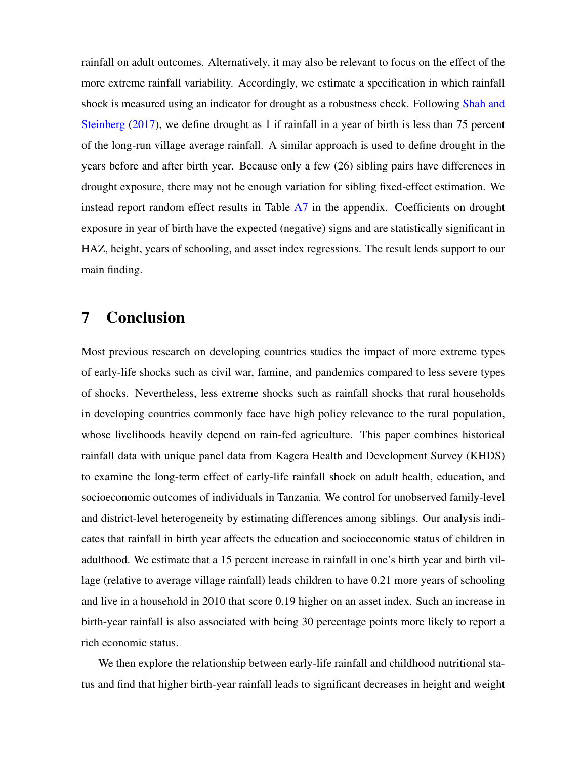rainfall on adult outcomes. Alternatively, it may also be relevant to focus on the effect of the more extreme rainfall variability. Accordingly, we estimate a specification in which rainfall shock is measured using an indicator for drought as a robustness check. Following Shah and Steinberg (2017), we define drought as 1 if rainfall in a year of birth is less than 75 percent of the long-run village average rainfall. A similar approach is used to define drought in the years before and after birth year. Because only a few (26) sibling pairs have differences in drought exposure, there may not be enough variation for sibling fixed-effect estimation. We instead report random effect results in Table A7 in the appendix. Coefficients on drought exposure in year of birth have the expected (negative) signs and are statistically significant in HAZ, height, years of schooling, and asset index regressions. The result lends support to our main finding.

# 7 Conclusion

Most previous research on developing countries studies the impact of more extreme types of early-life shocks such as civil war, famine, and pandemics compared to less severe types of shocks. Nevertheless, less extreme shocks such as rainfall shocks that rural households in developing countries commonly face have high policy relevance to the rural population, whose livelihoods heavily depend on rain-fed agriculture. This paper combines historical rainfall data with unique panel data from Kagera Health and Development Survey (KHDS) to examine the long-term effect of early-life rainfall shock on adult health, education, and socioeconomic outcomes of individuals in Tanzania. We control for unobserved family-level and district-level heterogeneity by estimating differences among siblings. Our analysis indicates that rainfall in birth year affects the education and socioeconomic status of children in adulthood. We estimate that a 15 percent increase in rainfall in one's birth year and birth village (relative to average village rainfall) leads children to have 0.21 more years of schooling and live in a household in 2010 that score 0.19 higher on an asset index. Such an increase in birth-year rainfall is also associated with being 30 percentage points more likely to report a rich economic status.

We then explore the relationship between early-life rainfall and childhood nutritional status and find that higher birth-year rainfall leads to significant decreases in height and weight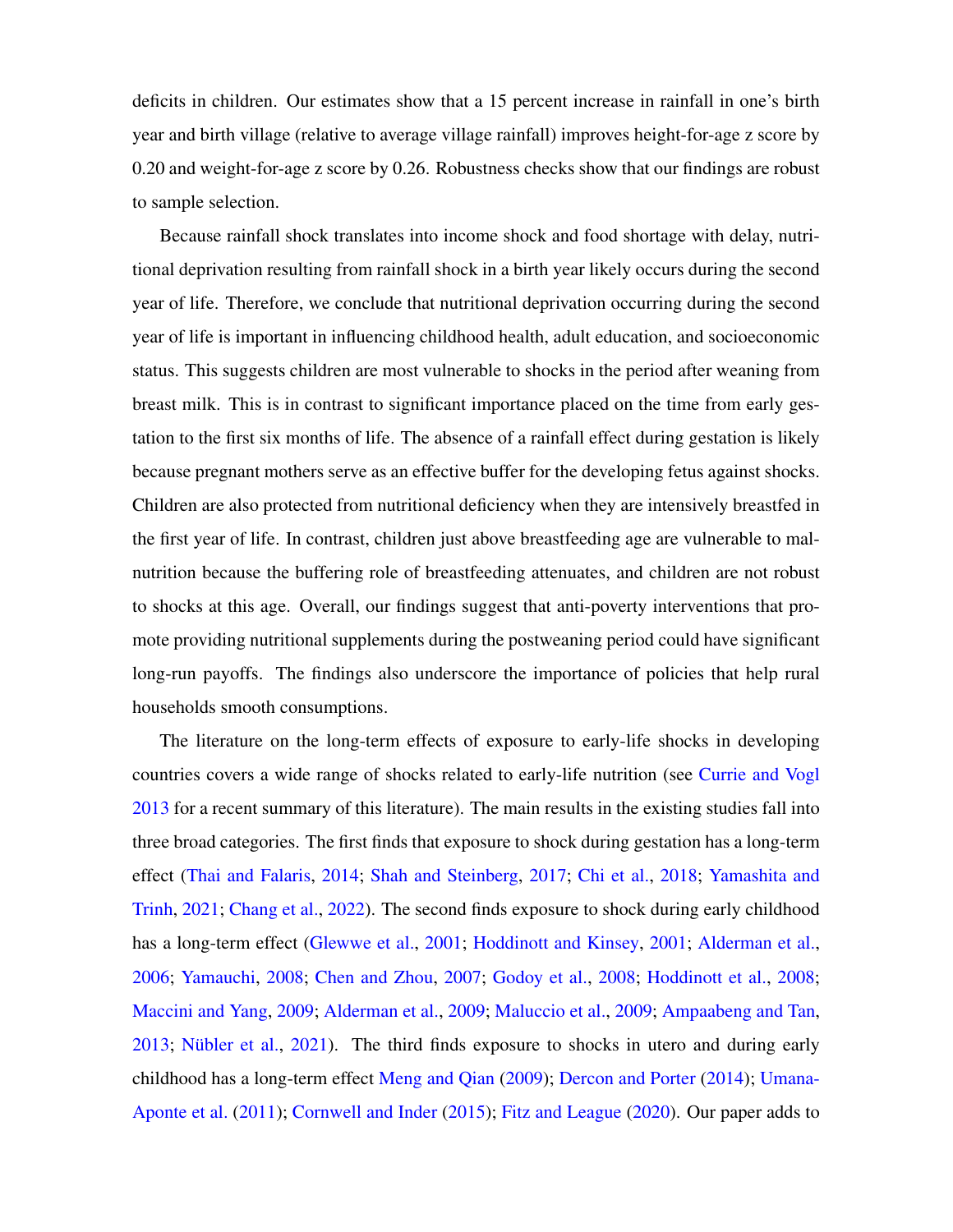deficits in children. Our estimates show that a 15 percent increase in rainfall in one's birth year and birth village (relative to average village rainfall) improves height-for-age z score by 0.20 and weight-for-age z score by 0.26. Robustness checks show that our findings are robust to sample selection.

Because rainfall shock translates into income shock and food shortage with delay, nutritional deprivation resulting from rainfall shock in a birth year likely occurs during the second year of life. Therefore, we conclude that nutritional deprivation occurring during the second year of life is important in influencing childhood health, adult education, and socioeconomic status. This suggests children are most vulnerable to shocks in the period after weaning from breast milk. This is in contrast to significant importance placed on the time from early gestation to the first six months of life. The absence of a rainfall effect during gestation is likely because pregnant mothers serve as an effective buffer for the developing fetus against shocks. Children are also protected from nutritional deficiency when they are intensively breastfed in the first year of life. In contrast, children just above breastfeeding age are vulnerable to malnutrition because the buffering role of breastfeeding attenuates, and children are not robust to shocks at this age. Overall, our findings suggest that anti-poverty interventions that promote providing nutritional supplements during the postweaning period could have significant long-run payoffs. The findings also underscore the importance of policies that help rural households smooth consumptions.

The literature on the long-term effects of exposure to early-life shocks in developing countries covers a wide range of shocks related to early-life nutrition (see Currie and Vogl 2013 for a recent summary of this literature). The main results in the existing studies fall into three broad categories. The first finds that exposure to shock during gestation has a long-term effect (Thai and Falaris, 2014; Shah and Steinberg, 2017; Chi et al., 2018; Yamashita and Trinh, 2021; Chang et al., 2022). The second finds exposure to shock during early childhood has a long-term effect (Glewwe et al., 2001; Hoddinott and Kinsey, 2001; Alderman et al., 2006; Yamauchi, 2008; Chen and Zhou, 2007; Godoy et al., 2008; Hoddinott et al., 2008; Maccini and Yang, 2009; Alderman et al., 2009; Maluccio et al., 2009; Ampaabeng and Tan, 2013; Nübler et al., 2021). The third finds exposure to shocks in utero and during early childhood has a long-term effect Meng and Qian (2009); Dercon and Porter (2014); Umana-Aponte et al. (2011); Cornwell and Inder (2015); Fitz and League (2020). Our paper adds to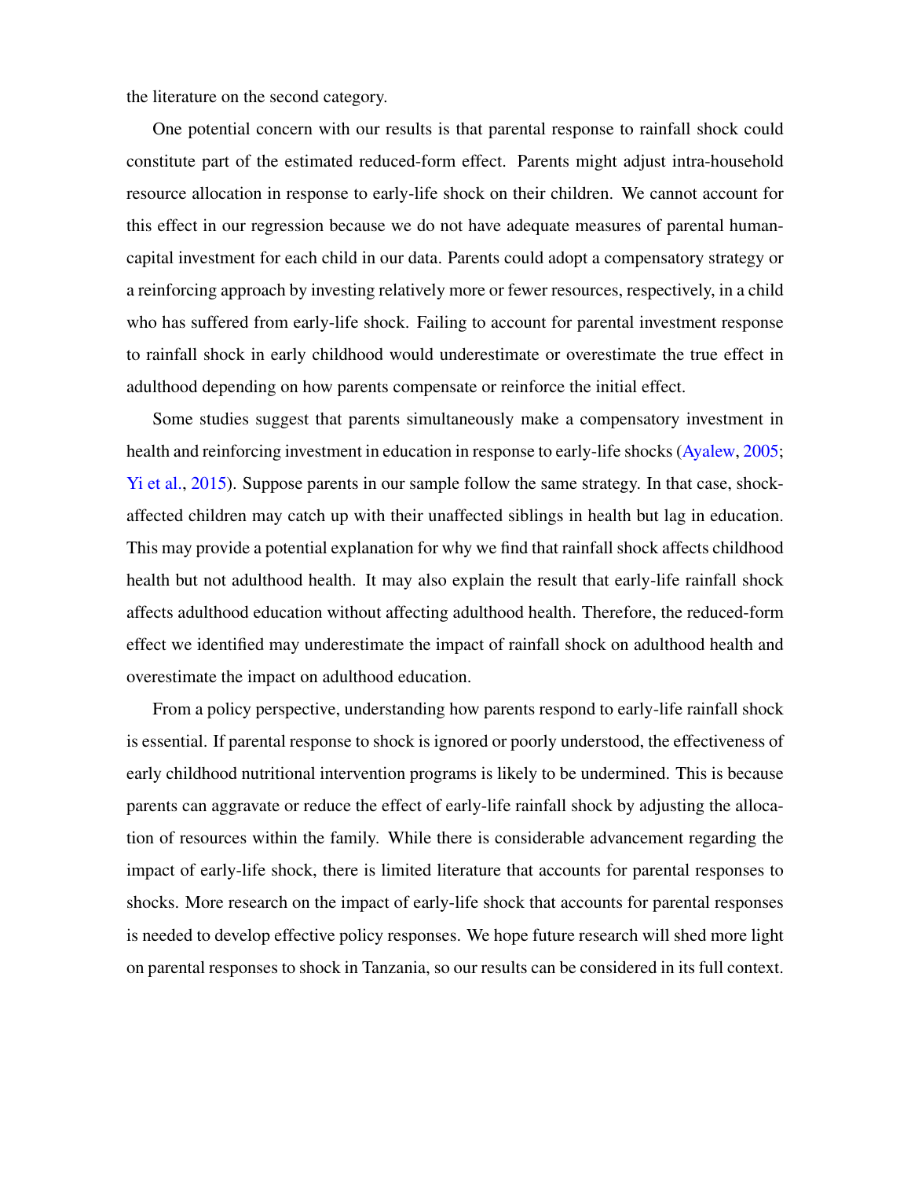the literature on the second category.

One potential concern with our results is that parental response to rainfall shock could constitute part of the estimated reduced-form effect. Parents might adjust intra-household resource allocation in response to early-life shock on their children. We cannot account for this effect in our regression because we do not have adequate measures of parental human-capital investment for each child in our data. Parents could adopt a compensatory strategy or a reinforcing approach by investing relatively more or fewer resources, respectively, in a child who has suffered from early-life shock. Failing to account for parental investment response to rainfall shock in early childhood would underestimate or overestimate the true effect in adulthood depending on how parents compensate or reinforce the initial effect.

Some studies suggest that parents simultaneously make a compensatory investment in health and reinforcing investment in education in response to early-life shocks (Ayalew, 2005; Yi et al., 2015). Suppose parents in our sample follow the same strategy. In that case, shock-affected children may catch up with their unaffected siblings in health but lag in education. This may provide a potential explanation for why we find that rainfall shock affects childhood health but not adulthood health. It may also explain the result that early-life rainfall shock affects adulthood education without affecting adulthood health. Therefore, the reduced-form effect we identified may underestimate the impact of rainfall shock on adulthood health and overestimate the impact on adulthood education.

From a policy perspective, understanding how parents respond to early-life rainfall shock is essential. If parental response to shock is ignored or poorly understood, the effectiveness of early childhood nutritional intervention programs is likely to be undermined. This is because parents can aggravate or reduce the effect of early-life rainfall shock by adjusting the allocation of resources within the family. While there is considerable advancement regarding the impact of early-life shock, there is limited literature that accounts for parental responses to shocks. More research on the impact of early-life shock that accounts for parental responses is needed to develop effective policy responses. We hope future research will shed more light on parental responses to shock in Tanzania, so our results can be considered in its full context.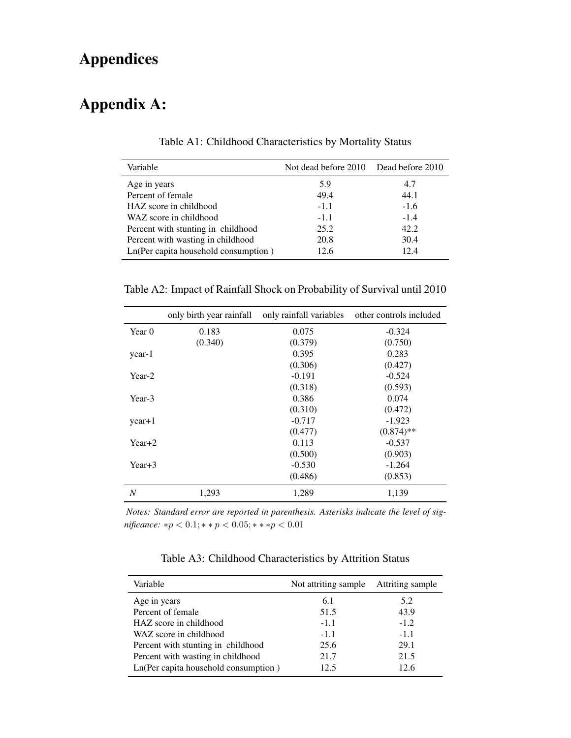# Appendices

# Appendix A:

Table A1: Childhood Characteristics by Mortality Status

| Variable | Not dead before 2010 | Dead before 2010 |
|---|---|---|
| Age in years | 5.9 | 4.7 |
| Percent of female | 49.4 | 44.1 |
| HAZ score in childhood | -1.1 | -1.6 |
| WAZ score in childhood | -1.1 | -1.4 |
| Percent with stunting in childhood | 25.2 | 42.2 |
| Percent with wasting in childhood | 20.8 | 30.4 |
| Ln(Per capita household consumption ) | 12.6 | 12.4 |

Table A2: Impact of Rainfall Shock on Probability of Survival until 2010

| | only birth year rainfall | only rainfall variables | other controls included |
|---|---|---|---|
| Year 0 | 0.183 | 0.075 | -0.324 |
| | (0.340) | (0.379) | (0.750) |
| year-1 | | 0.395 | 0.283 |
| | | (0.306) | (0.427) |
| Year-2 | | -0.191 | -0.524 |
| | | (0.318) | (0.593) |
| Year-3 | | 0.386 | 0.074 |
| | | (0.310) | (0.472) |
| year+1 | | -0.717 | -1.923 |
| | | (0.477) | (0.874)** |
| Year+2 | | 0.113 | -0.537 |
| | | (0.500) | (0.903) |
| Year+3 | | -0.530 | -1.264 |
| | | (0.486) | (0.853) |
| *N* | 1,293 | 1,289 | 1,139 |

*Notes: Standard error are reported in parenthesis. Asterisks indicate the level of significance:* $*p < 0.1; **p < 0.05; ***p < 0.01$

Table A3: Childhood Characteristics by Attrition Status

| Variable | Not attriting sample | Attriting sample |
|---|---|---|
| Age in years | 6.1 | 5.2 |
| Percent of female | 51.5 | 43.9 |
| HAZ score in childhood | -1.1 | -1.2 |
| WAZ score in childhood | -1.1 | -1.1 |
| Percent with stunting in childhood | 25.6 | 29.1 |
| Percent with wasting in childhood | 21.7 | 21.5 |
| Ln(Per capita household consumption ) | 12.5 | 12.6 |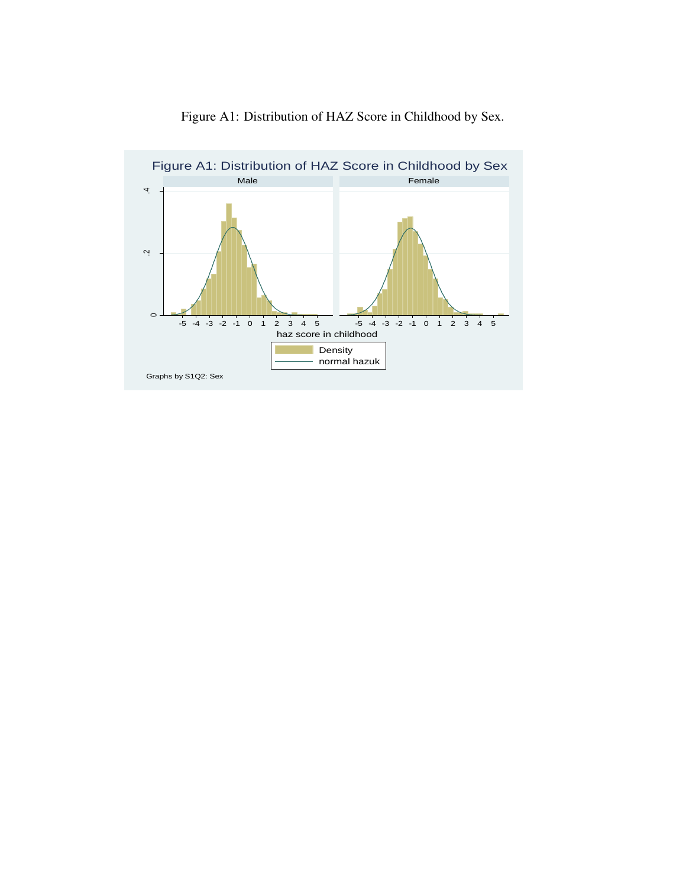Figure A1: Distribution of HAZ Score in Childhood by Sex.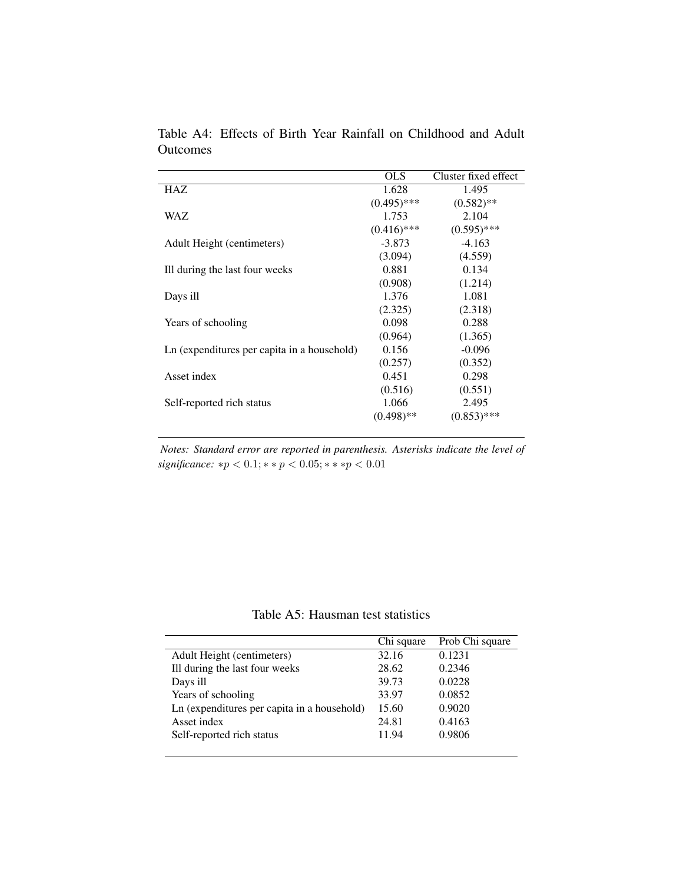Table A4: Effects of Birth Year Rainfall on Childhood and Adult Outcomes

| | OLS | Cluster fixed effect |
|---|---|---|
| HAZ | 1.628 | 1.495 |
| | (0.495)*** | (0.582)** |
| WAZ | 1.753 | 2.104 |
| | (0.416)*** | (0.595)*** |
| Adult Height (centimeters) | -3.873 | -4.163 |
| | (3.094) | (4.559) |
| Ill during the last four weeks | 0.881 | 0.134 |
| | (0.908) | (1.214) |
| Days ill | 1.376 | 1.081 |
| | (2.325) | (2.318) |
| Years of schooling | 0.098 | 0.288 |
| | (0.964) | (1.365) |
| Ln (expenditures per capita in a household) | 0.156 | -0.096 |
| | (0.257) | (0.352) |
| Asset index | 0.451 | 0.298 |
| | (0.516) | (0.551) |
| Self-reported rich status | 1.066 | 2.495 |
| | (0.498)** | (0.853)*** |

*Notes: Standard error are reported in parenthesis. Asterisks indicate the level of significance:* $*p < 0.1; **p < 0.05; ***p < 0.01$

Table A5: Hausman test statistics

| | Chi square | Prob Chi square |
|---|---|---|
| Adult Height (centimeters) | 32.16 | 0.1231 |
| Ill during the last four weeks | 28.62 | 0.2346 |
| Days ill | 39.73 | 0.0228 |
| Years of schooling | 33.97 | 0.0852 |
| Ln (expenditures per capita in a household) | 15.60 | 0.9020 |
| Asset index | 24.81 | 0.4163 |
| Self-reported rich status | 11.94 | 0.9806 |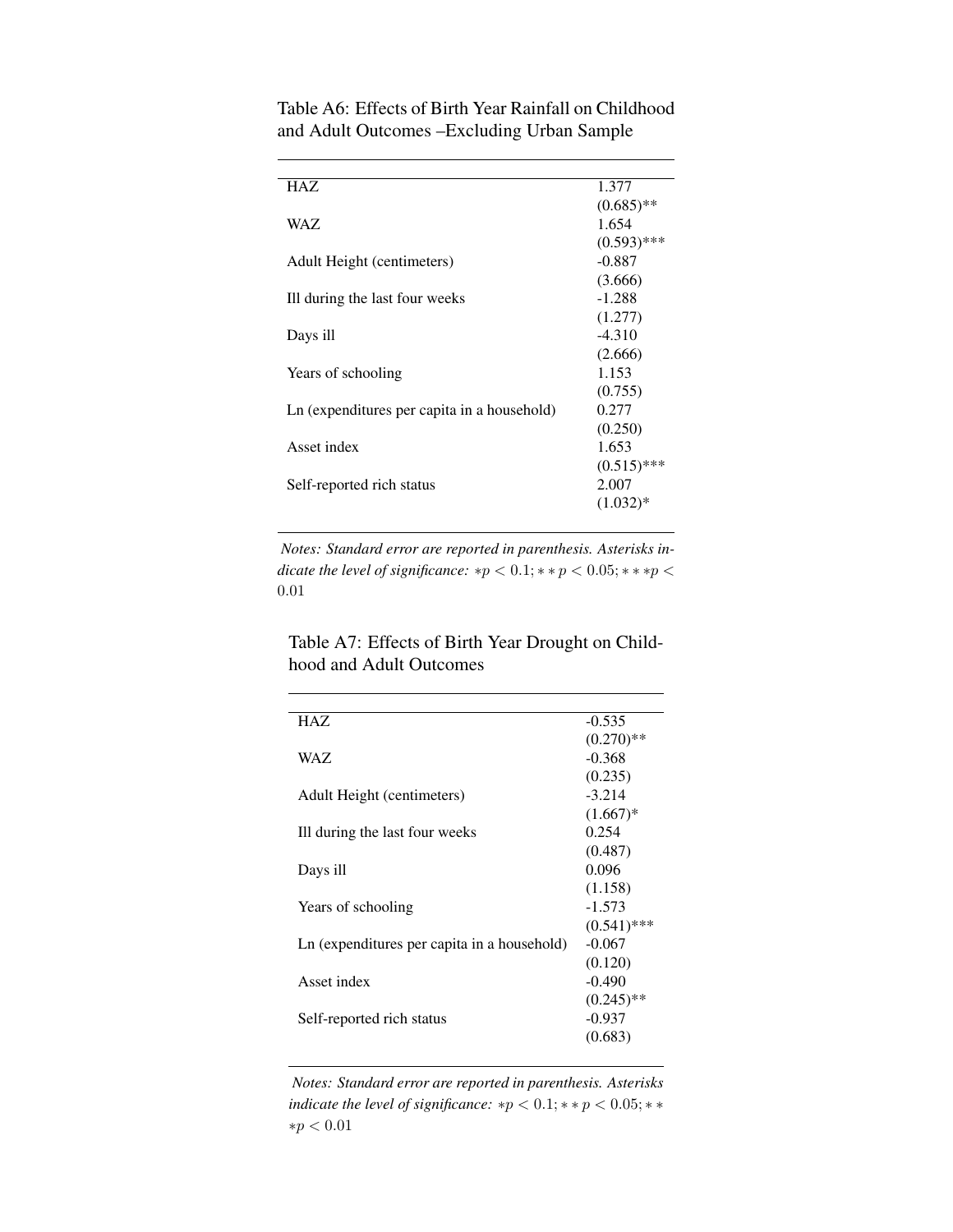Table A6: Effects of Birth Year Rainfall on Childhood and Adult Outcomes –Excluding Urban Sample

| | |
|---|---|
| HAZ | 1.377 |
| | (0.685)** |
| WAZ | 1.654 |
| | (0.593)*** |
| Adult Height (centimeters) | -0.887 |
| | (3.666) |
| Ill during the last four weeks | -1.288 |
| | (1.277) |
| Days ill | -4.310 |
| | (2.666) |
| Years of schooling | 1.153 |
| | (0.755) |
| Ln (expenditures per capita in a household) | 0.277 |
| | (0.250) |
| Asset index | 1.653 |
| | (0.515)*** |
| Self-reported rich status | 2.007 |
| | (1.032)* |

*Notes: Standard error are reported in parenthesis. Asterisks indicate the level of significance:* $*p < 0.1; **p < 0.05; ***p < 0.01$

Table A7: Effects of Birth Year Drought on Childhood and Adult Outcomes

| | |
|---|---|
| HAZ | -0.535 |
| | (0.270)** |
| WAZ | -0.368 |
| | (0.235) |
| Adult Height (centimeters) | -3.214 |
| | (1.667)* |
| Ill during the last four weeks | 0.254 |
| | (0.487) |
| Days ill | 0.096 |
| | (1.158) |
| Years of schooling | -1.573 |
| | (0.541)*** |
| Ln (expenditures per capita in a household) | -0.067 |
| | (0.120) |
| Asset index | -0.490 |
| | (0.245)** |
| Self-reported rich status | -0.937 |
| | (0.683) |

*Notes: Standard error are reported in parenthesis. Asterisks indicate the level of significance:* $*p < 0.1; **p < 0.05; ***p < 0.01$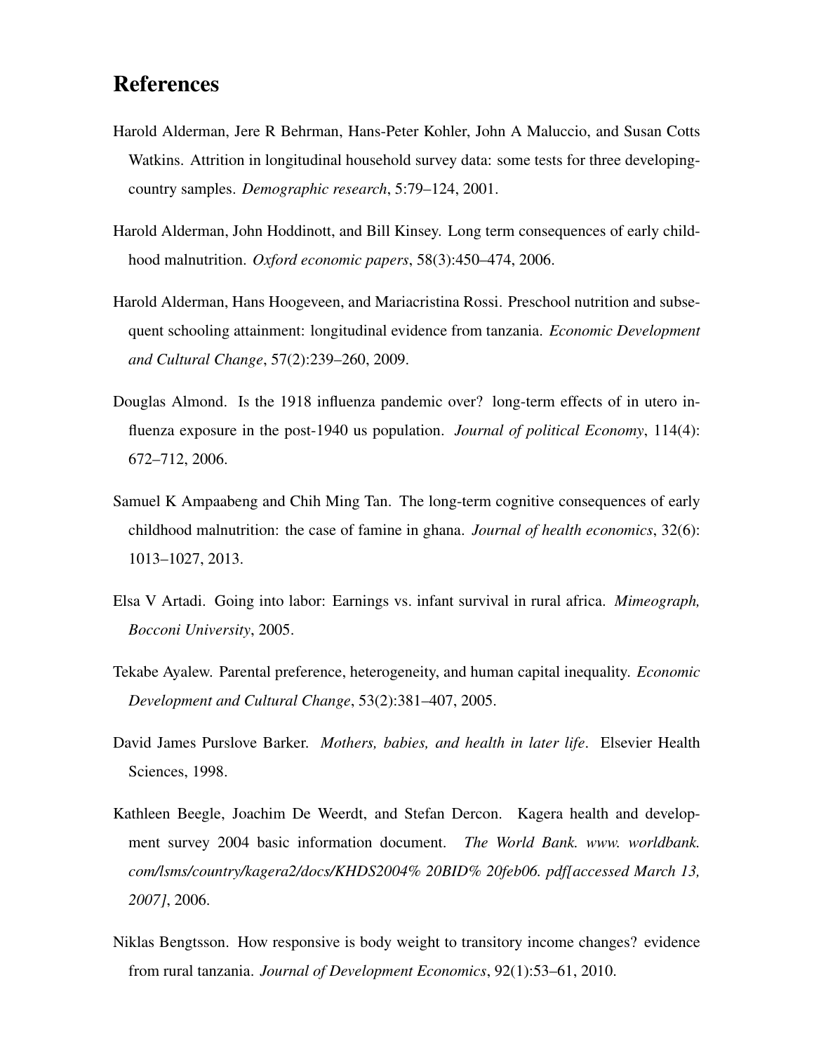# References

Harold Alderman, Jere R Behrman, Hans-Peter Kohler, John A Maluccio, and Susan Cotts Watkins. Attrition in longitudinal household survey data: some tests for three developing-country samples. *Demographic research*, 5:79–124, 2001.

Harold Alderman, John Hoddinott, and Bill Kinsey. Long term consequences of early childhood malnutrition. *Oxford economic papers*, 58(3):450–474, 2006.

Harold Alderman, Hans Hoogeveen, and Mariacristina Rossi. Preschool nutrition and subsequent schooling attainment: longitudinal evidence from tanzania. *Economic Development and Cultural Change*, 57(2):239–260, 2009.

Douglas Almond. Is the 1918 influenza pandemic over? long-term effects of in utero influenza exposure in the post-1940 us population. *Journal of political Economy*, 114(4): 672–712, 2006.

Samuel K Ampaabeng and Chih Ming Tan. The long-term cognitive consequences of early childhood malnutrition: the case of famine in ghana. *Journal of health economics*, 32(6): 1013–1027, 2013.

Elsa V Artadi. Going into labor: Earnings vs. infant survival in rural africa. *Mimeograph, Bocconi University*, 2005.

Tekabe Ayalew. Parental preference, heterogeneity, and human capital inequality. *Economic Development and Cultural Change*, 53(2):381–407, 2005.

David James Purslove Barker. *Mothers, babies, and health in later life*. Elsevier Health Sciences, 1998.

Kathleen Beegle, Joachim De Weerdt, and Stefan Dercon. Kagera health and development survey 2004 basic information document. *The World Bank. www. worldbank. com/lsms/country/kagera2/docs/KHDS2004% 20BID% 20feb06. pdf[accessed March 13, 2007]*, 2006.

Niklas Bengtsson. How responsive is body weight to transitory income changes? evidence from rural tanzania. *Journal of Development Economics*, 92(1):53–61, 2010.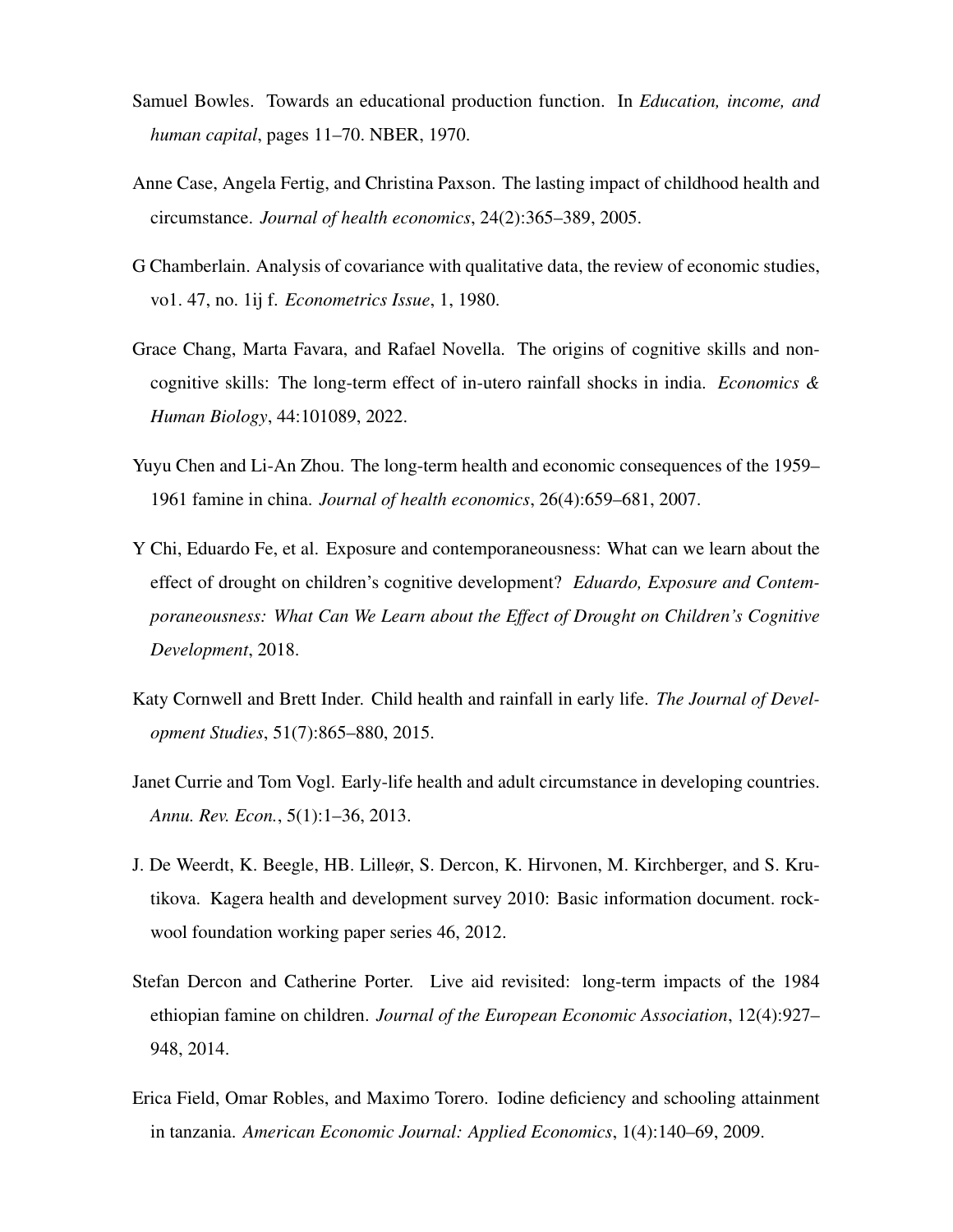Samuel Bowles. Towards an educational production function. In *Education, income, and human capital*, pages 11–70. NBER, 1970.

Anne Case, Angela Fertig, and Christina Paxson. The lasting impact of childhood health and circumstance. *Journal of health economics*, 24(2):365–389, 2005.

G Chamberlain. Analysis of covariance with qualitative data, the review of economic studies, vo1. 47, no. 1ij f. *Econometrics Issue*, 1, 1980.

Grace Chang, Marta Favara, and Rafael Novella. The origins of cognitive skills and non-cognitive skills: The long-term effect of in-utero rainfall shocks in india. *Economics & Human Biology*, 44:101089, 2022.

Yuyu Chen and Li-An Zhou. The long-term health and economic consequences of the 1959–1961 famine in china. *Journal of health economics*, 26(4):659–681, 2007.

Y Chi, Eduardo Fe, et al. Exposure and contemporaneousness: What can we learn about the effect of drought on children's cognitive development? *Eduardo, Exposure and Contemporaneousness: What Can We Learn about the Effect of Drought on Children's Cognitive Development*, 2018.

Katy Cornwell and Brett Inder. Child health and rainfall in early life. *The Journal of Development Studies*, 51(7):865–880, 2015.

Janet Currie and Tom Vogl. Early-life health and adult circumstance in developing countries. *Annu. Rev. Econ.*, 5(1):1–36, 2013.

J. De Weerdt, K. Beegle, HB. Lilleør, S. Dercon, K. Hirvonen, M. Kirchberger, and S. Krutikova. Kagera health and development survey 2010: Basic information document. rockwool foundation working paper series 46, 2012.

Stefan Dercon and Catherine Porter. Live aid revisited: long-term impacts of the 1984 ethiopian famine on children. *Journal of the European Economic Association*, 12(4):927–948, 2014.

Erica Field, Omar Robles, and Maximo Torero. Iodine deficiency and schooling attainment in tanzania. *American Economic Journal: Applied Economics*, 1(4):140–69, 2009.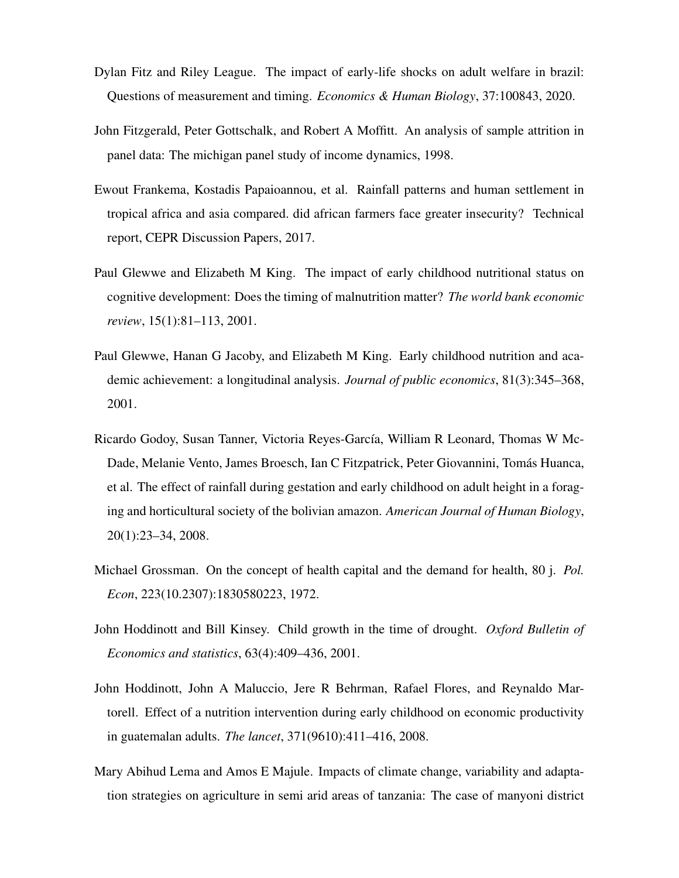Dylan Fitz and Riley League. The impact of early-life shocks on adult welfare in brazil: Questions of measurement and timing. *Economics & Human Biology*, 37:100843, 2020.

John Fitzgerald, Peter Gottschalk, and Robert A Moffitt. An analysis of sample attrition in panel data: The michigan panel study of income dynamics, 1998.

Ewout Frankema, Kostadis Papaioannou, et al. Rainfall patterns and human settlement in tropical africa and asia compared. did african farmers face greater insecurity? Technical report, CEPR Discussion Papers, 2017.

Paul Glewwe and Elizabeth M King. The impact of early childhood nutritional status on cognitive development: Does the timing of malnutrition matter? *The world bank economic review*, 15(1):81–113, 2001.

Paul Glewwe, Hanan G Jacoby, and Elizabeth M King. Early childhood nutrition and academic achievement: a longitudinal analysis. *Journal of public economics*, 81(3):345–368, 2001.

Ricardo Godoy, Susan Tanner, Victoria Reyes-García, William R Leonard, Thomas W McDade, Melanie Vento, James Broesch, Ian C Fitzpatrick, Peter Giovannini, Tomás Huanca, et al. The effect of rainfall during gestation and early childhood on adult height in a foraging and horticultural society of the bolivian amazon. *American Journal of Human Biology*, 20(1):23–34, 2008.

Michael Grossman. On the concept of health capital and the demand for health, 80 j. *Pol. Econ*, 223(10.2307):1830580223, 1972.

John Hoddinott and Bill Kinsey. Child growth in the time of drought. *Oxford Bulletin of Economics and statistics*, 63(4):409–436, 2001.

John Hoddinott, John A Maluccio, Jere R Behrman, Rafael Flores, and Reynaldo Martorell. Effect of a nutrition intervention during early childhood on economic productivity in guatemalan adults. *The lancet*, 371(9610):411–416, 2008.

Mary Abihud Lema and Amos E Majule. Impacts of climate change, variability and adaptation strategies on agriculture in semi arid areas of tanzania: The case of manyoni district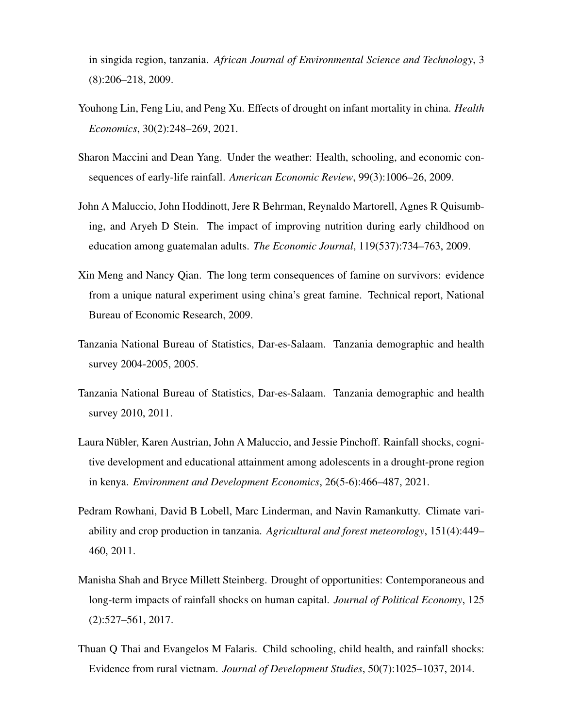in singida region, tanzania. *African Journal of Environmental Science and Technology*, 3 (8):206–218, 2009.

Youhong Lin, Feng Liu, and Peng Xu. Effects of drought on infant mortality in china. *Health Economics*, 30(2):248–269, 2021.

Sharon Maccini and Dean Yang. Under the weather: Health, schooling, and economic consequences of early-life rainfall. *American Economic Review*, 99(3):1006–26, 2009.

John A Maluccio, John Hoddinott, Jere R Behrman, Reynaldo Martorell, Agnes R Quisumbing, and Aryeh D Stein. The impact of improving nutrition during early childhood on education among guatemalan adults. *The Economic Journal*, 119(537):734–763, 2009.

Xin Meng and Nancy Qian. The long term consequences of famine on survivors: evidence from a unique natural experiment using china's great famine. Technical report, National Bureau of Economic Research, 2009.

Tanzania National Bureau of Statistics, Dar-es-Salaam. Tanzania demographic and health survey 2004-2005, 2005.

Tanzania National Bureau of Statistics, Dar-es-Salaam. Tanzania demographic and health survey 2010, 2011.

Laura Nübler, Karen Austrian, John A Maluccio, and Jessie Pinchoff. Rainfall shocks, cognitive development and educational attainment among adolescents in a drought-prone region in kenya. *Environment and Development Economics*, 26(5-6):466–487, 2021.

Pedram Rowhani, David B Lobell, Marc Linderman, and Navin Ramankutty. Climate variability and crop production in tanzania. *Agricultural and forest meteorology*, 151(4):449–460, 2011.

Manisha Shah and Bryce Millett Steinberg. Drought of opportunities: Contemporaneous and long-term impacts of rainfall shocks on human capital. *Journal of Political Economy*, 125 (2):527–561, 2017.

Thuan Q Thai and Evangelos M Falaris. Child schooling, child health, and rainfall shocks: Evidence from rural vietnam. *Journal of Development Studies*, 50(7):1025–1037, 2014.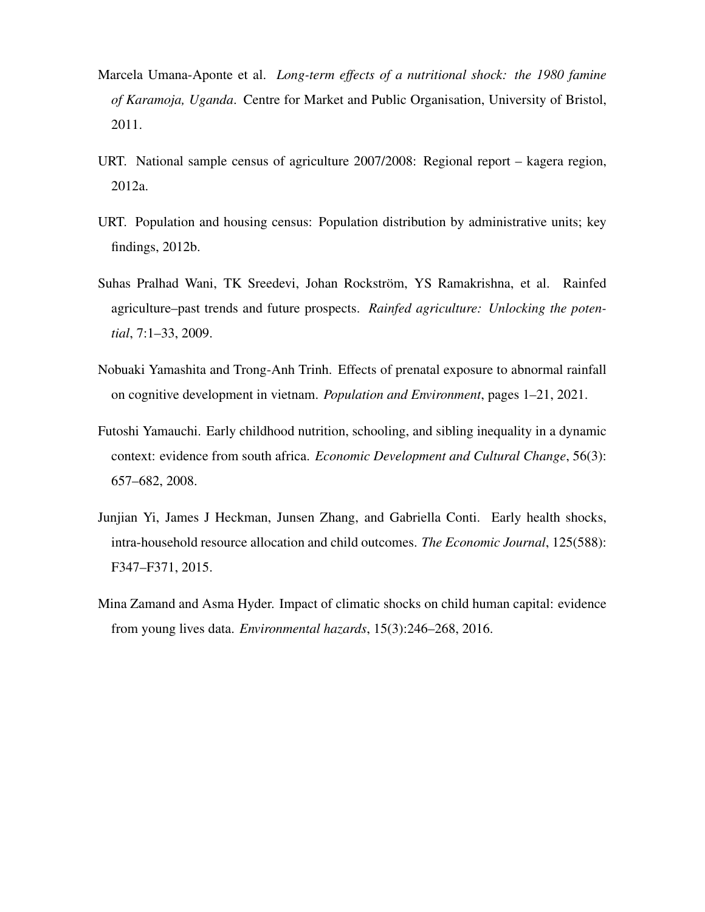Marcela Umana-Aponte et al. *Long-term effects of a nutritional shock: the 1980 famine of Karamoja, Uganda*. Centre for Market and Public Organisation, University of Bristol, 2011.

URT. National sample census of agriculture 2007/2008: Regional report – kagera region, 2012a.

URT. Population and housing census: Population distribution by administrative units; key findings, 2012b.

Suhas Pralhad Wani, TK Sreedevi, Johan Rockström, YS Ramakrishna, et al. Rainfed agriculture–past trends and future prospects. *Rainfed agriculture: Unlocking the potential*, 7:1–33, 2009.

Nobuaki Yamashita and Trong-Anh Trinh. Effects of prenatal exposure to abnormal rainfall on cognitive development in vietnam. *Population and Environment*, pages 1–21, 2021.

Futoshi Yamauchi. Early childhood nutrition, schooling, and sibling inequality in a dynamic context: evidence from south africa. *Economic Development and Cultural Change*, 56(3): 657–682, 2008.

Junjian Yi, James J Heckman, Junsen Zhang, and Gabriella Conti. Early health shocks, intra-household resource allocation and child outcomes. *The Economic Journal*, 125(588): F347–F371, 2015.

Mina Zamand and Asma Hyder. Impact of climatic shocks on child human capital: evidence from young lives data. *Environmental hazards*, 15(3):246–268, 2016.